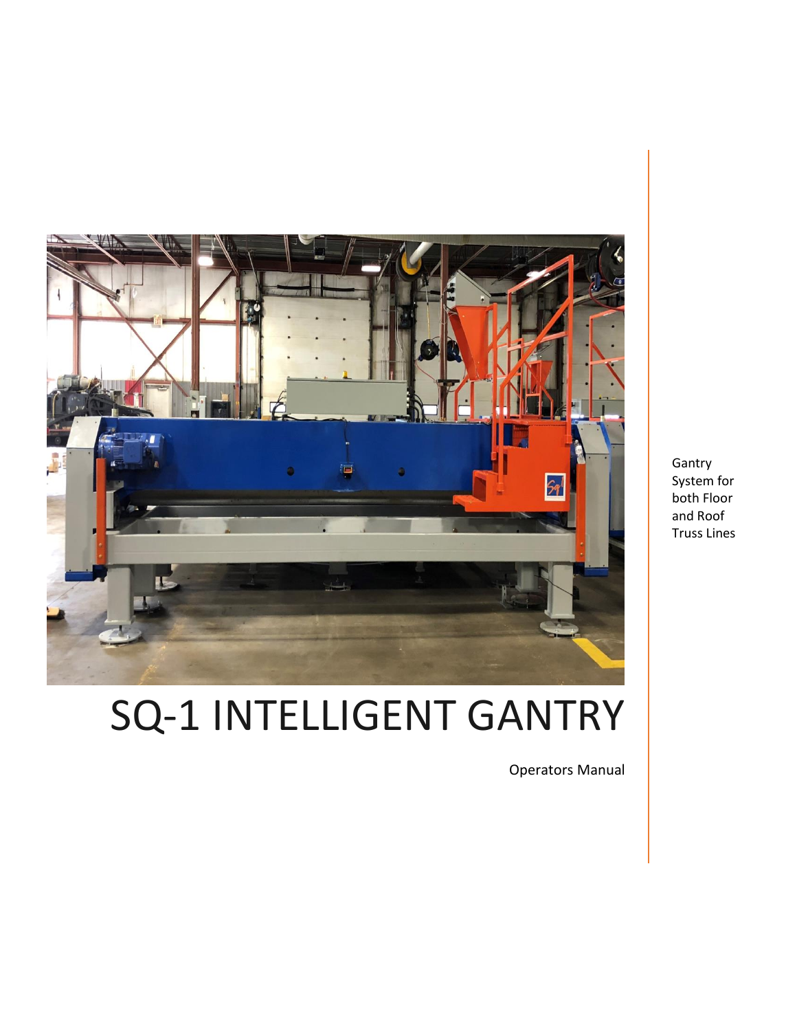Gantry System for both Floor and Roof Truss Lines

# SQ-1 INTELLIGENT GANTRY

Operators Manual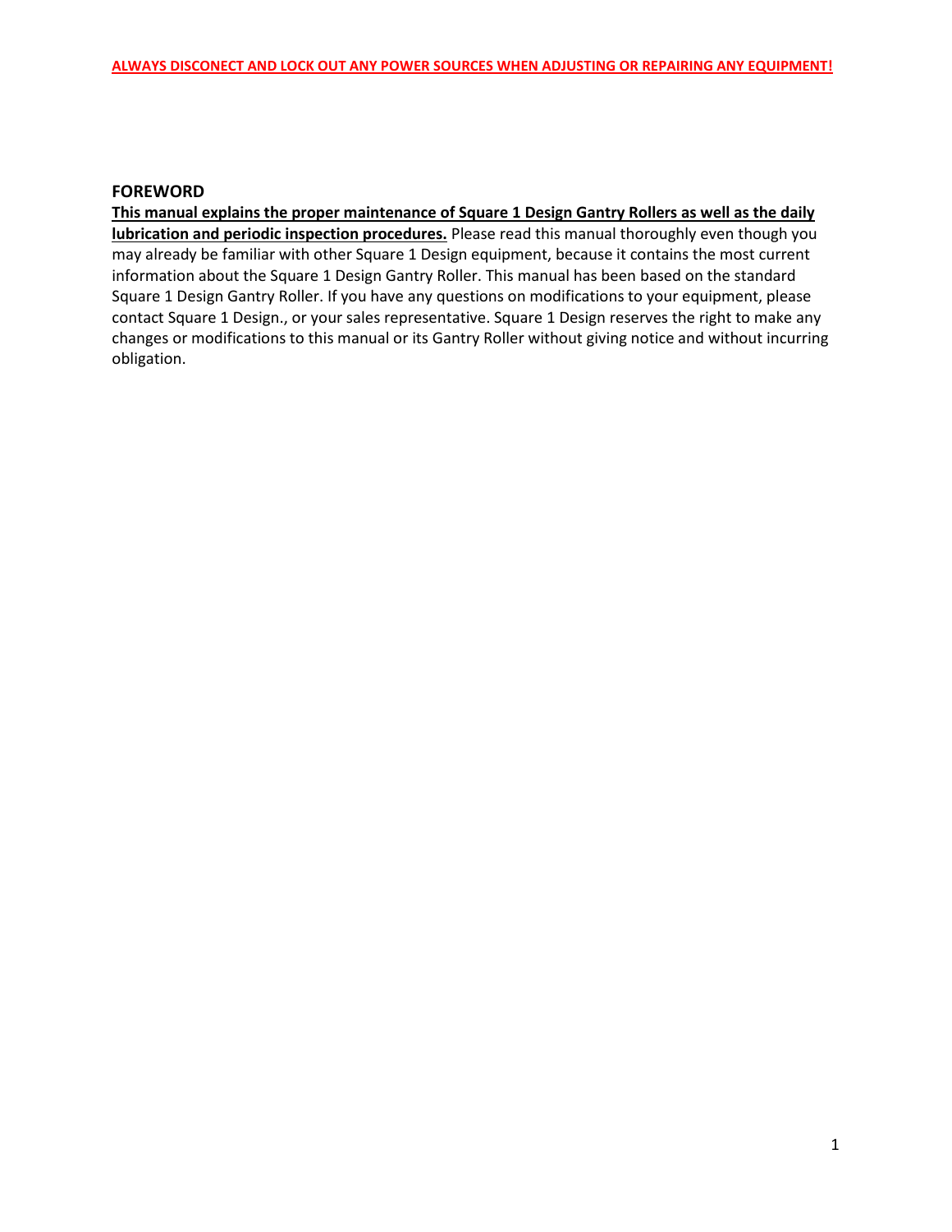**ALWAYS DISCONECT AND LOCK OUT ANY POWER SOURCES WHEN ADJUSTING OR REPAIRING ANY EQUIPMENT!**

## FOREWORD

**This manual explains the proper maintenance of Square 1 Design Gantry Rollers as well as the daily lubrication and periodic inspection procedures.** Please read this manual thoroughly even though you may already be familiar with other Square 1 Design equipment, because it contains the most current information about the Square 1 Design Gantry Roller. This manual has been based on the standard Square 1 Design Gantry Roller. If you have any questions on modifications to your equipment, please contact Square 1 Design., or your sales representative. Square 1 Design reserves the right to make any changes or modifications to this manual or its Gantry Roller without giving notice and without incurring obligation.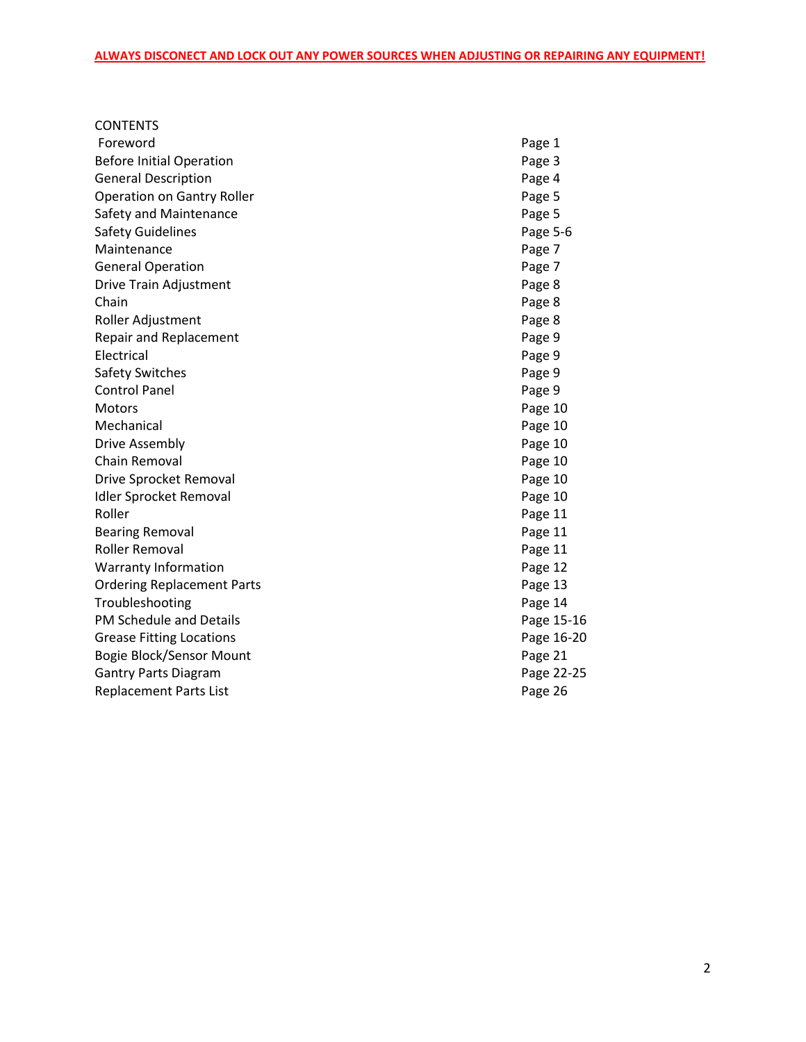**ALWAYS DISCONECT AND LOCK OUT ANY POWER SOURCES WHEN ADJUSTING OR REPAIRING ANY EQUIPMENT!**

CONTENTS

| | |
|---|---|
| Foreword | Page 1 |
| Before Initial Operation | Page 3 |
| General Description | Page 4 |
| Operation on Gantry Roller | Page 5 |
| Safety and Maintenance | Page 5 |
| Safety Guidelines | Page 5-6 |
| Maintenance | Page 7 |
| General Operation | Page 7 |
| Drive Train Adjustment | Page 8 |
| Chain | Page 8 |
| Roller Adjustment | Page 8 |
| Repair and Replacement | Page 9 |
| Electrical | Page 9 |
| Safety Switches | Page 9 |
| Control Panel | Page 9 |
| Motors | Page 10 |
| Mechanical | Page 10 |
| Drive Assembly | Page 10 |
| Chain Removal | Page 10 |
| Drive Sprocket Removal | Page 10 |
| Idler Sprocket Removal | Page 10 |
| Roller | Page 11 |
| Bearing Removal | Page 11 |
| Roller Removal | Page 11 |
| Warranty Information | Page 12 |
| Ordering Replacement Parts | Page 13 |
| Troubleshooting | Page 14 |
| PM Schedule and Details | Page 15-16 |
| Grease Fitting Locations | Page 16-20 |
| Bogie Block/Sensor Mount | Page 21 |
| Gantry Parts Diagram | Page 22-25 |
| Replacement Parts List | Page 26 |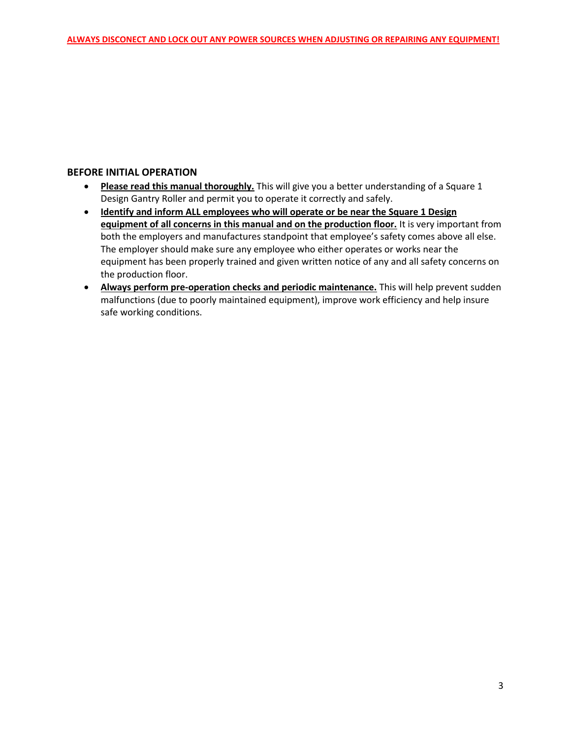**ALWAYS DISCONECT AND LOCK OUT ANY POWER SOURCES WHEN ADJUSTING OR REPAIRING ANY EQUIPMENT!**

## BEFORE INITIAL OPERATION

- **Please read this manual thoroughly.** This will give you a better understanding of a Square 1 Design Gantry Roller and permit you to operate it correctly and safely.
- **Identify and inform ALL employees who will operate or be near the Square 1 Design equipment of all concerns in this manual and on the production floor.** It is very important from both the employers and manufactures standpoint that employee's safety comes above all else. The employer should make sure any employee who either operates or works near the equipment has been properly trained and given written notice of any and all safety concerns on the production floor.
- **Always perform pre-operation checks and periodic maintenance.** This will help prevent sudden malfunctions (due to poorly maintained equipment), improve work efficiency and help insure safe working conditions.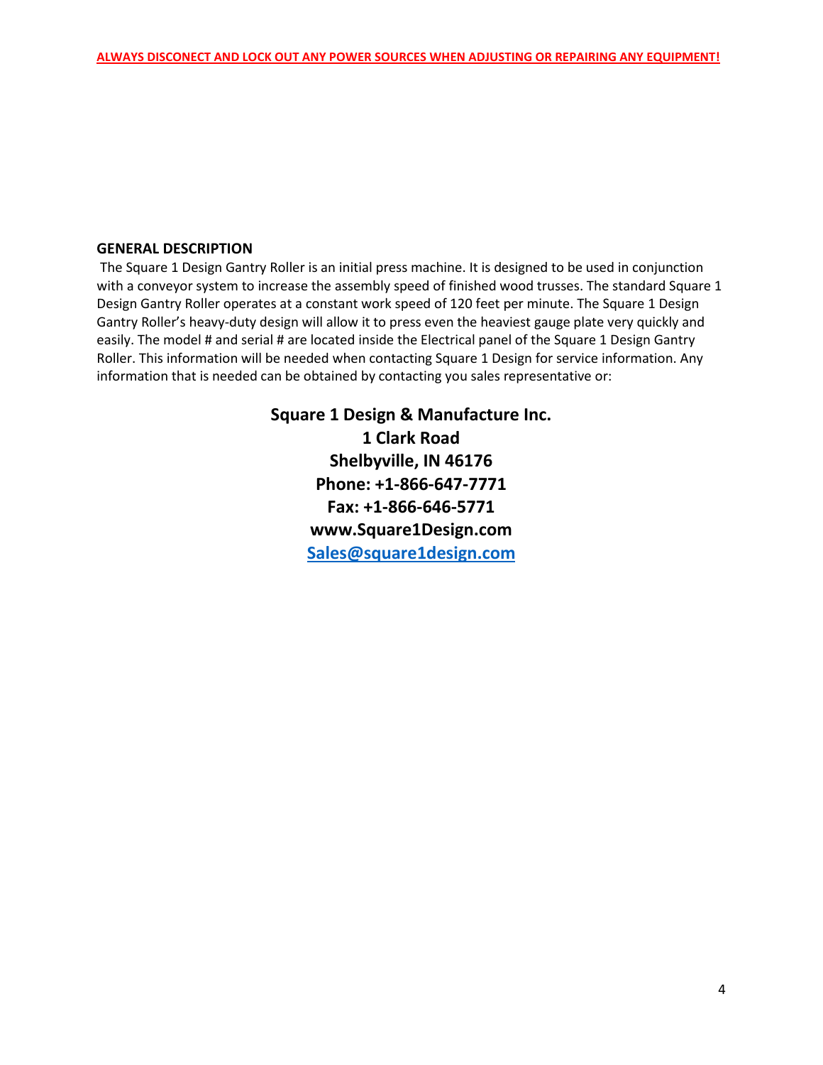**ALWAYS DISCONECT AND LOCK OUT ANY POWER SOURCES WHEN ADJUSTING OR REPAIRING ANY EQUIPMENT!**

## GENERAL DESCRIPTION

The Square 1 Design Gantry Roller is an initial press machine. It is designed to be used in conjunction with a conveyor system to increase the assembly speed of finished wood trusses. The standard Square 1 Design Gantry Roller operates at a constant work speed of 120 feet per minute. The Square 1 Design Gantry Roller's heavy-duty design will allow it to press even the heaviest gauge plate very quickly and easily. The model # and serial # are located inside the Electrical panel of the Square 1 Design Gantry Roller. This information will be needed when contacting Square 1 Design for service information. Any information that is needed can be obtained by contacting you sales representative or:

**Square 1 Design & Manufacture Inc.**
**1 Clark Road**
**Shelbyville, IN 46176**
**Phone: +1-866-647-7771**
**Fax: +1-866-646-5771**
**www.Square1Design.com**
**Sales@square1design.com**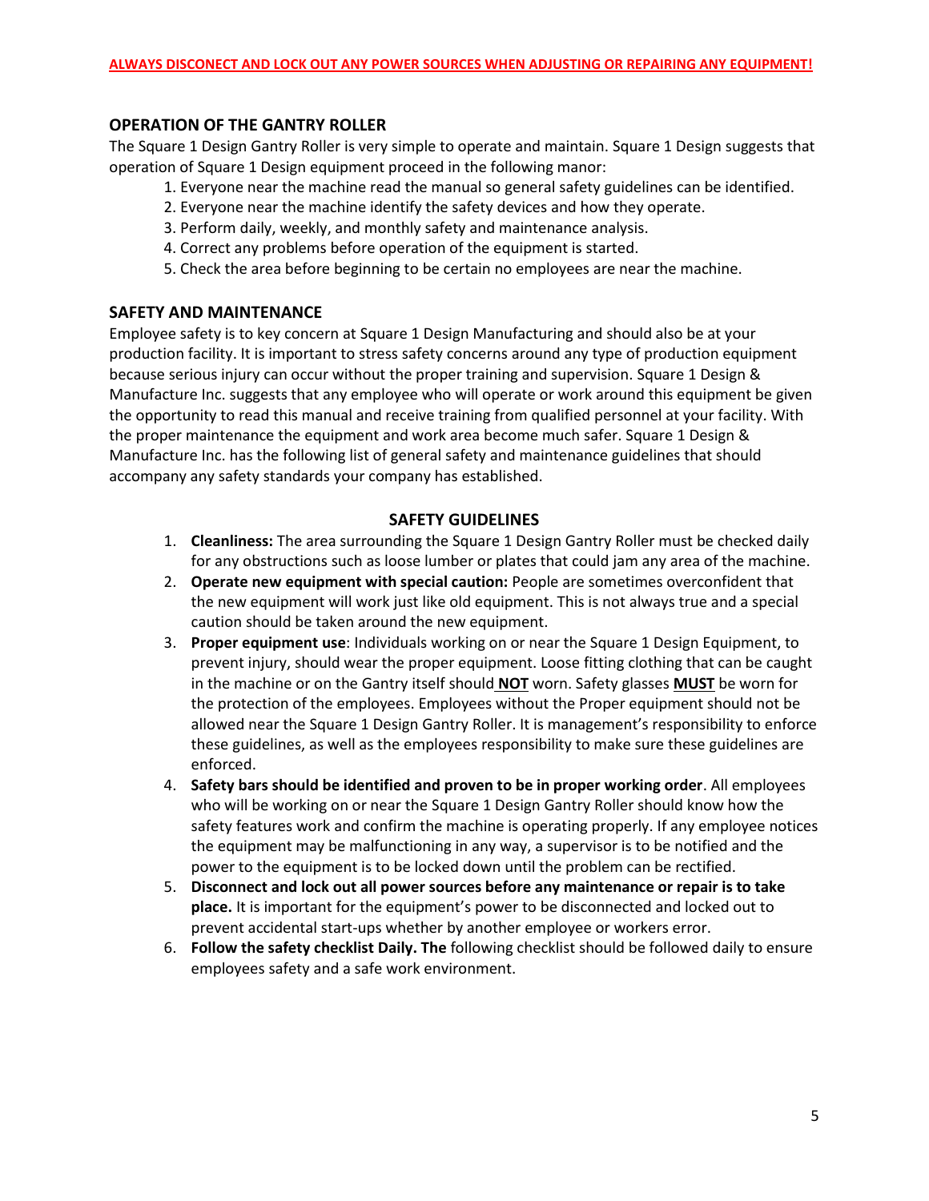**ALWAYS DISCONECT AND LOCK OUT ANY POWER SOURCES WHEN ADJUSTING OR REPAIRING ANY EQUIPMENT!**

## OPERATION OF THE GANTRY ROLLER

The Square 1 Design Gantry Roller is very simple to operate and maintain. Square 1 Design suggests that operation of Square 1 Design equipment proceed in the following manor:

1. Everyone near the machine read the manual so general safety guidelines can be identified.
2. Everyone near the machine identify the safety devices and how they operate.
3. Perform daily, weekly, and monthly safety and maintenance analysis.
4. Correct any problems before operation of the equipment is started.
5. Check the area before beginning to be certain no employees are near the machine.

## SAFETY AND MAINTENANCE

Employee safety is to key concern at Square 1 Design Manufacturing and should also be at your production facility. It is important to stress safety concerns around any type of production equipment because serious injury can occur without the proper training and supervision. Square 1 Design & Manufacture Inc. suggests that any employee who will operate or work around this equipment be given the opportunity to read this manual and receive training from qualified personnel at your facility. With the proper maintenance the equipment and work area become much safer. Square 1 Design & Manufacture Inc. has the following list of general safety and maintenance guidelines that should accompany any safety standards your company has established.

### SAFETY GUIDELINES

1. **Cleanliness:** The area surrounding the Square 1 Design Gantry Roller must be checked daily for any obstructions such as loose lumber or plates that could jam any area of the machine.
2. **Operate new equipment with special caution:** People are sometimes overconfident that the new equipment will work just like old equipment. This is not always true and a special caution should be taken around the new equipment.
3. **Proper equipment use**: Individuals working on or near the Square 1 Design Equipment, to prevent injury, should wear the proper equipment. Loose fitting clothing that can be caught in the machine or on the Gantry itself should **NOT** worn. Safety glasses **MUST** be worn for the protection of the employees. Employees without the Proper equipment should not be allowed near the Square 1 Design Gantry Roller. It is management's responsibility to enforce these guidelines, as well as the employees responsibility to make sure these guidelines are enforced.
4. **Safety bars should be identified and proven to be in proper working order**. All employees who will be working on or near the Square 1 Design Gantry Roller should know how the safety features work and confirm the machine is operating properly. If any employee notices the equipment may be malfunctioning in any way, a supervisor is to be notified and the power to the equipment is to be locked down until the problem can be rectified.
5. **Disconnect and lock out all power sources before any maintenance or repair is to take place.** It is important for the equipment's power to be disconnected and locked out to prevent accidental start-ups whether by another employee or workers error.
6. **Follow the safety checklist Daily. The** following checklist should be followed daily to ensure employees safety and a safe work environment.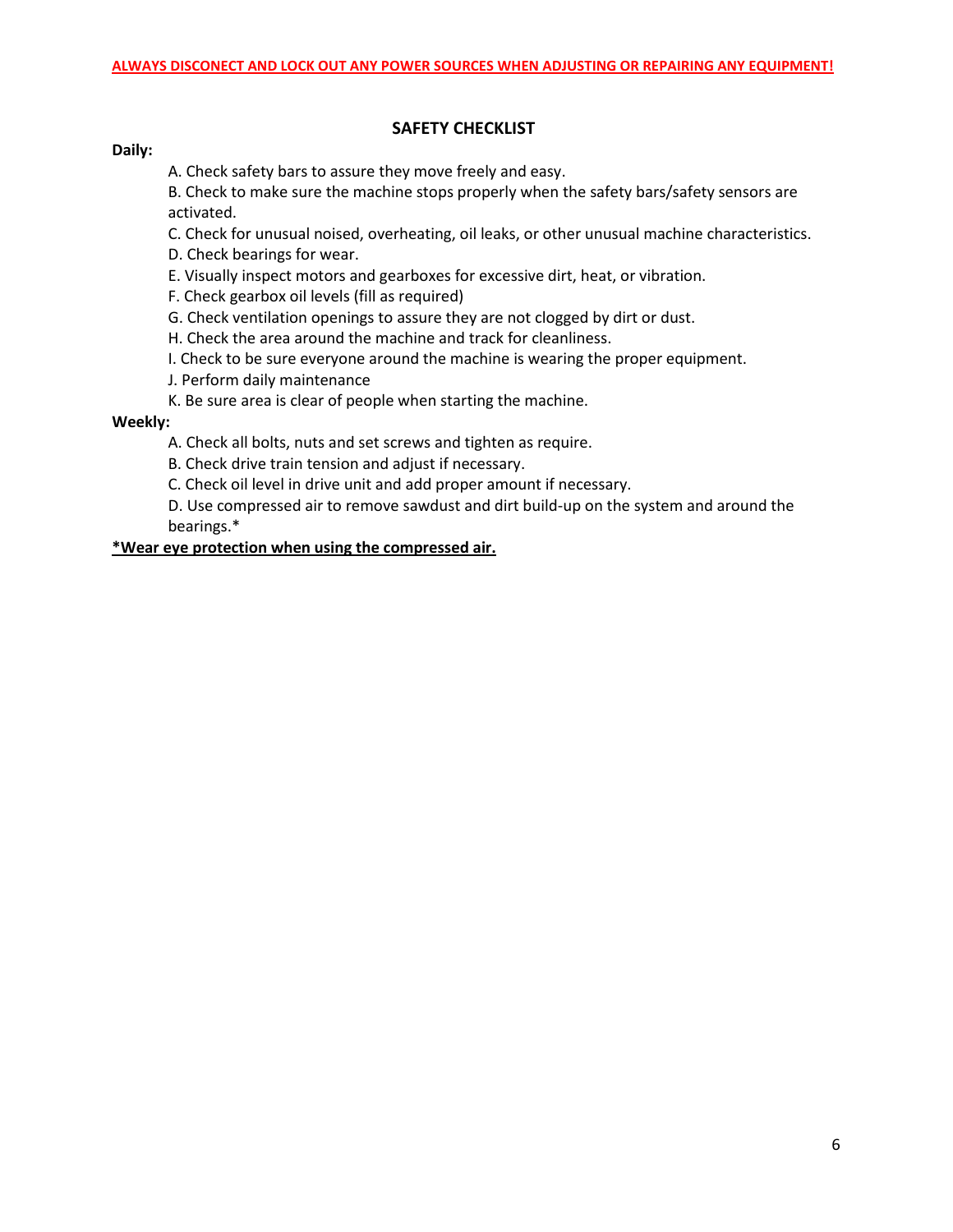**ALWAYS DISCONECT AND LOCK OUT ANY POWER SOURCES WHEN ADJUSTING OR REPAIRING ANY EQUIPMENT!**

## SAFETY CHECKLIST

**Daily:**

A. Check safety bars to assure they move freely and easy.

B. Check to make sure the machine stops properly when the safety bars/safety sensors are activated.

C. Check for unusual noised, overheating, oil leaks, or other unusual machine characteristics.

D. Check bearings for wear.

E. Visually inspect motors and gearboxes for excessive dirt, heat, or vibration.

F. Check gearbox oil levels (fill as required)

G. Check ventilation openings to assure they are not clogged by dirt or dust.

H. Check the area around the machine and track for cleanliness.

I. Check to be sure everyone around the machine is wearing the proper equipment.

J. Perform daily maintenance

K. Be sure area is clear of people when starting the machine.

**Weekly:**

A. Check all bolts, nuts and set screws and tighten as require.

B. Check drive train tension and adjust if necessary.

C. Check oil level in drive unit and add proper amount if necessary.

D. Use compressed air to remove sawdust and dirt build-up on the system and around the bearings.*

**\*Wear eye protection when using the compressed air.**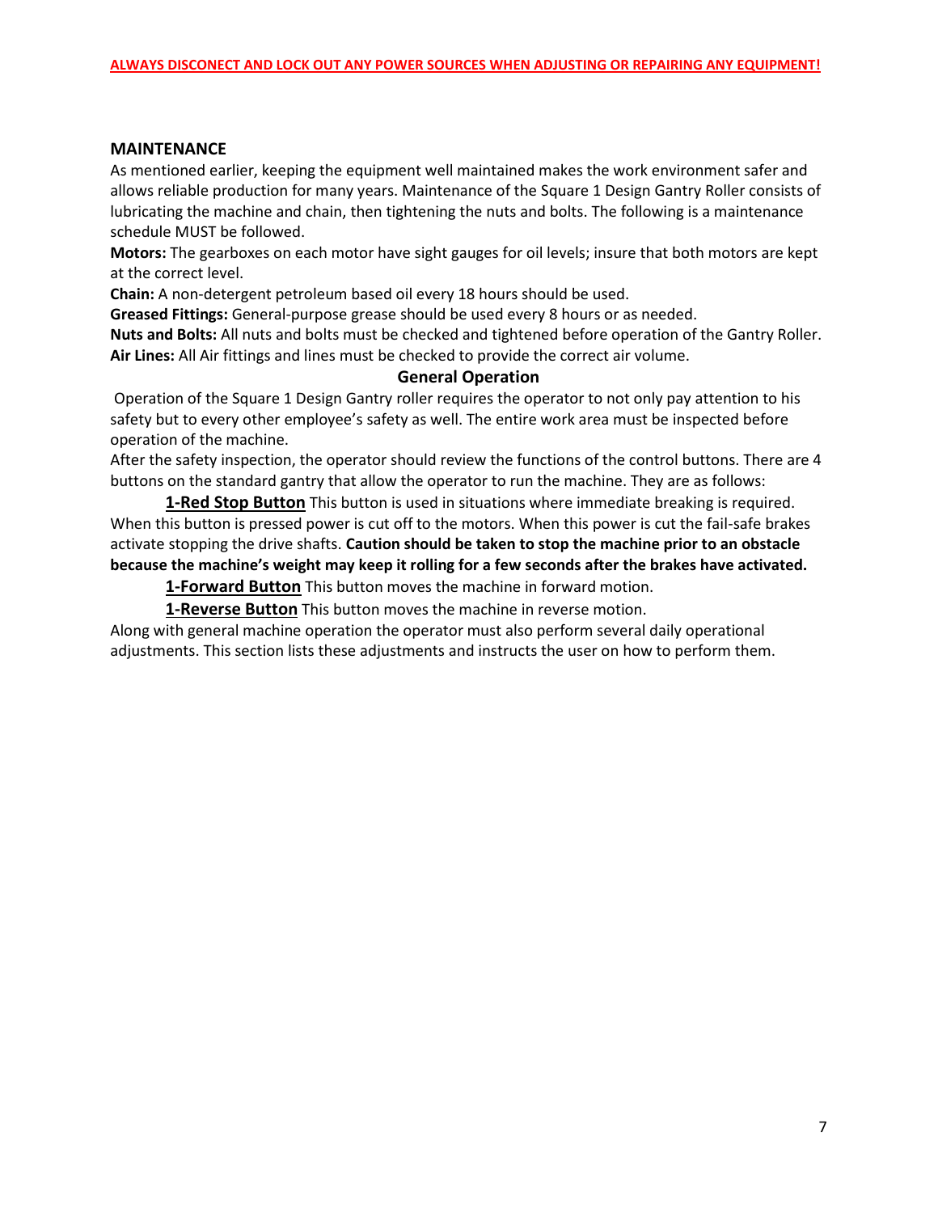**ALWAYS DISCONECT AND LOCK OUT ANY POWER SOURCES WHEN ADJUSTING OR REPAIRING ANY EQUIPMENT!**

## MAINTENANCE

As mentioned earlier, keeping the equipment well maintained makes the work environment safer and allows reliable production for many years. Maintenance of the Square 1 Design Gantry Roller consists of lubricating the machine and chain, then tightening the nuts and bolts. The following is a maintenance schedule MUST be followed.

**Motors:** The gearboxes on each motor have sight gauges for oil levels; insure that both motors are kept at the correct level.

**Chain:** A non-detergent petroleum based oil every 18 hours should be used.

**Greased Fittings:** General-purpose grease should be used every 8 hours or as needed.

**Nuts and Bolts:** All nuts and bolts must be checked and tightened before operation of the Gantry Roller.

**Air Lines:** All Air fittings and lines must be checked to provide the correct air volume.

## General Operation

Operation of the Square 1 Design Gantry roller requires the operator to not only pay attention to his safety but to every other employee's safety as well. The entire work area must be inspected before operation of the machine.

After the safety inspection, the operator should review the functions of the control buttons. There are 4 buttons on the standard gantry that allow the operator to run the machine. They are as follows:

**1-Red Stop Button** This button is used in situations where immediate breaking is required. When this button is pressed power is cut off to the motors. When this power is cut the fail-safe brakes activate stopping the drive shafts. **Caution should be taken to stop the machine prior to an obstacle because the machine's weight may keep it rolling for a few seconds after the brakes have activated.**

**1-Forward Button** This button moves the machine in forward motion.

**1-Reverse Button** This button moves the machine in reverse motion.

Along with general machine operation the operator must also perform several daily operational adjustments. This section lists these adjustments and instructs the user on how to perform them.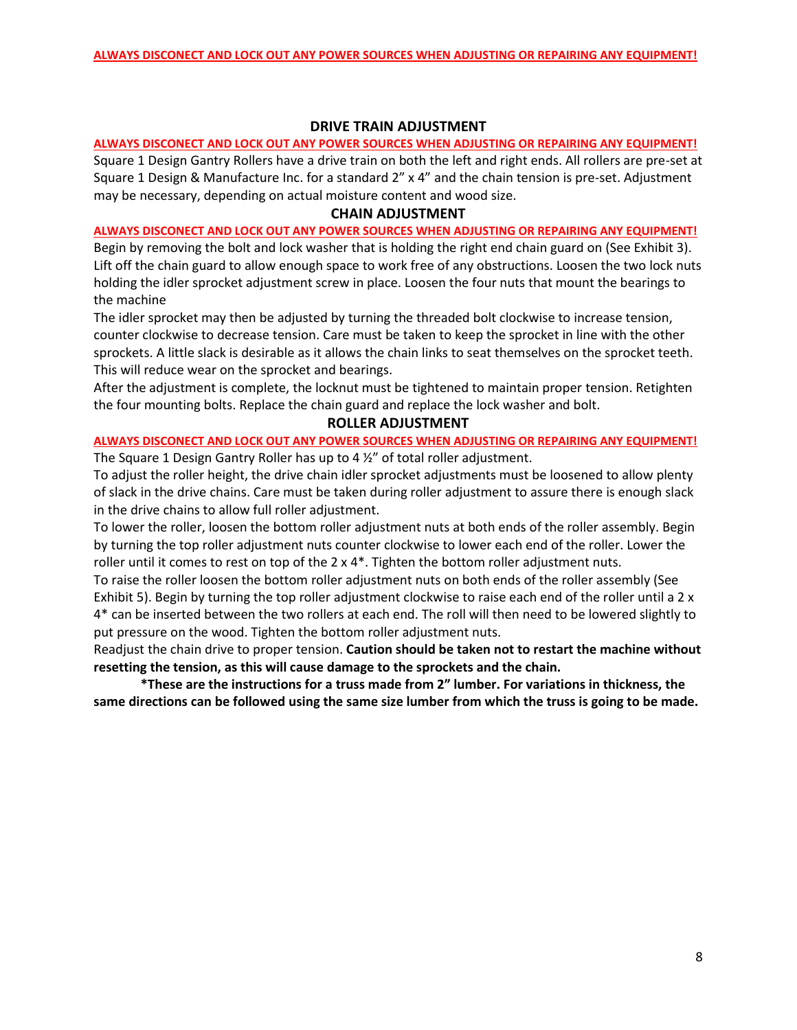**ALWAYS DISCONECT AND LOCK OUT ANY POWER SOURCES WHEN ADJUSTING OR REPAIRING ANY EQUIPMENT!**

## DRIVE TRAIN ADJUSTMENT

**ALWAYS DISCONECT AND LOCK OUT ANY POWER SOURCES WHEN ADJUSTING OR REPAIRING ANY EQUIPMENT!**

Square 1 Design Gantry Rollers have a drive train on both the left and right ends. All rollers are pre-set at Square 1 Design & Manufacture Inc. for a standard 2" x 4" and the chain tension is pre-set. Adjustment may be necessary, depending on actual moisture content and wood size.

## CHAIN ADJUSTMENT

**ALWAYS DISCONECT AND LOCK OUT ANY POWER SOURCES WHEN ADJUSTING OR REPAIRING ANY EQUIPMENT!**

Begin by removing the bolt and lock washer that is holding the right end chain guard on (See Exhibit 3). Lift off the chain guard to allow enough space to work free of any obstructions. Loosen the two lock nuts holding the idler sprocket adjustment screw in place. Loosen the four nuts that mount the bearings to the machine

The idler sprocket may then be adjusted by turning the threaded bolt clockwise to increase tension, counter clockwise to decrease tension. Care must be taken to keep the sprocket in line with the other sprockets. A little slack is desirable as it allows the chain links to seat themselves on the sprocket teeth. This will reduce wear on the sprocket and bearings.

After the adjustment is complete, the locknut must be tightened to maintain proper tension. Retighten the four mounting bolts. Replace the chain guard and replace the lock washer and bolt.

## ROLLER ADJUSTMENT

**ALWAYS DISCONECT AND LOCK OUT ANY POWER SOURCES WHEN ADJUSTING OR REPAIRING ANY EQUIPMENT!**

The Square 1 Design Gantry Roller has up to 4 ½" of total roller adjustment.

To adjust the roller height, the drive chain idler sprocket adjustments must be loosened to allow plenty of slack in the drive chains. Care must be taken during roller adjustment to assure there is enough slack in the drive chains to allow full roller adjustment.

To lower the roller, loosen the bottom roller adjustment nuts at both ends of the roller assembly. Begin by turning the top roller adjustment nuts counter clockwise to lower each end of the roller. Lower the roller until it comes to rest on top of the 2 x 4*. Tighten the bottom roller adjustment nuts.

To raise the roller loosen the bottom roller adjustment nuts on both ends of the roller assembly (See Exhibit 5). Begin by turning the top roller adjustment clockwise to raise each end of the roller until a 2 x 4* can be inserted between the two rollers at each end. The roll will then need to be lowered slightly to put pressure on the wood. Tighten the bottom roller adjustment nuts.

Readjust the chain drive to proper tension. **Caution should be taken not to restart the machine without resetting the tension, as this will cause damage to the sprockets and the chain.**

**\*These are the instructions for a truss made from 2" lumber. For variations in thickness, the same directions can be followed using the same size lumber from which the truss is going to be made.**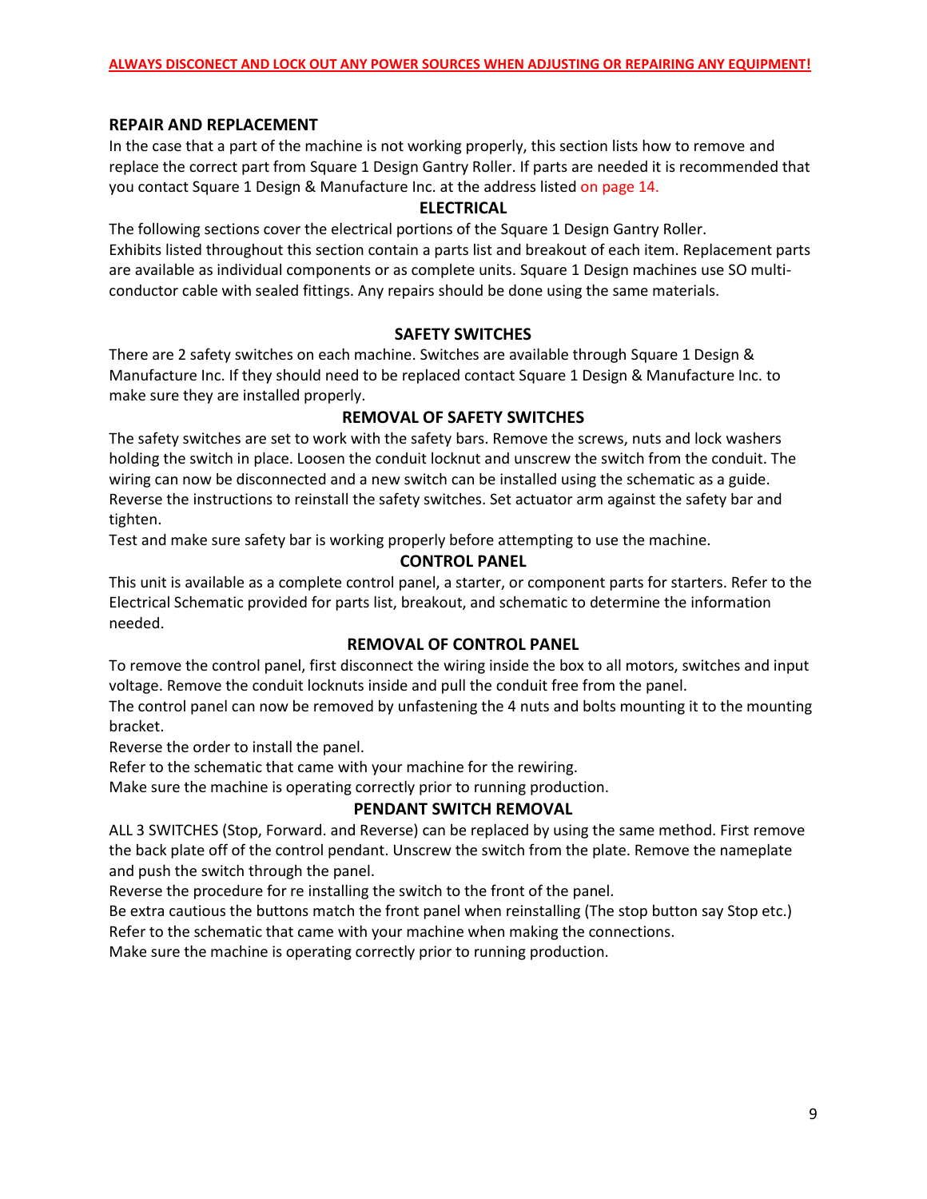**ALWAYS DISCONECT AND LOCK OUT ANY POWER SOURCES WHEN ADJUSTING OR REPAIRING ANY EQUIPMENT!**

## REPAIR AND REPLACEMENT

In the case that a part of the machine is not working properly, this section lists how to remove and replace the correct part from Square 1 Design Gantry Roller. If parts are needed it is recommended that you contact Square 1 Design & Manufacture Inc. at the address listed on page 14.

### ELECTRICAL

The following sections cover the electrical portions of the Square 1 Design Gantry Roller.
Exhibits listed throughout this section contain a parts list and breakout of each item. Replacement parts are available as individual components or as complete units. Square 1 Design machines use SO multi-conductor cable with sealed fittings. Any repairs should be done using the same materials.

### SAFETY SWITCHES

There are 2 safety switches on each machine. Switches are available through Square 1 Design & Manufacture Inc. If they should need to be replaced contact Square 1 Design & Manufacture Inc. to make sure they are installed properly.

### REMOVAL OF SAFETY SWITCHES

The safety switches are set to work with the safety bars. Remove the screws, nuts and lock washers holding the switch in place. Loosen the conduit locknut and unscrew the switch from the conduit. The wiring can now be disconnected and a new switch can be installed using the schematic as a guide. Reverse the instructions to reinstall the safety switches. Set actuator arm against the safety bar and tighten.

Test and make sure safety bar is working properly before attempting to use the machine.

### CONTROL PANEL

This unit is available as a complete control panel, a starter, or component parts for starters. Refer to the Electrical Schematic provided for parts list, breakout, and schematic to determine the information needed.

### REMOVAL OF CONTROL PANEL

To remove the control panel, first disconnect the wiring inside the box to all motors, switches and input voltage. Remove the conduit locknuts inside and pull the conduit free from the panel.

The control panel can now be removed by unfastening the 4 nuts and bolts mounting it to the mounting bracket.

Reverse the order to install the panel.

Refer to the schematic that came with your machine for the rewiring.

Make sure the machine is operating correctly prior to running production.

### PENDANT SWITCH REMOVAL

ALL 3 SWITCHES (Stop, Forward. and Reverse) can be replaced by using the same method. First remove the back plate off of the control pendant. Unscrew the switch from the plate. Remove the nameplate and push the switch through the panel.

Reverse the procedure for re installing the switch to the front of the panel.

Be extra cautious the buttons match the front panel when reinstalling (The stop button say Stop etc.)

Refer to the schematic that came with your machine when making the connections.

Make sure the machine is operating correctly prior to running production.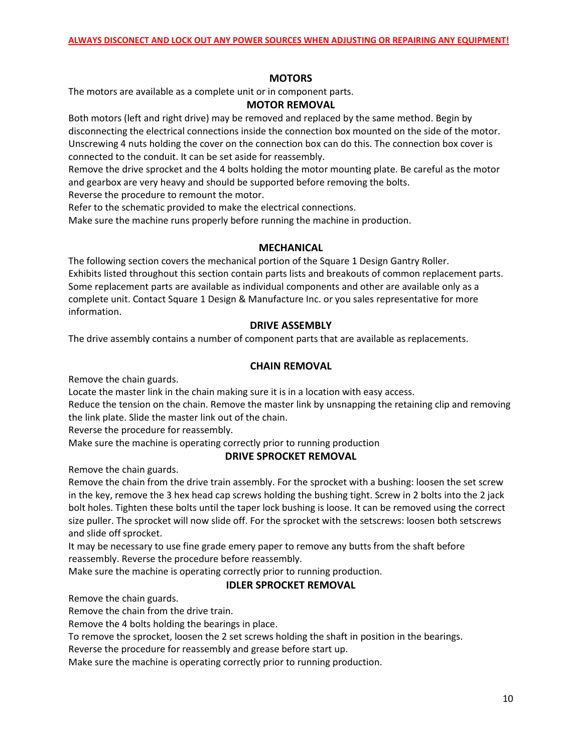**ALWAYS DISCONECT AND LOCK OUT ANY POWER SOURCES WHEN ADJUSTING OR REPAIRING ANY EQUIPMENT!**

## MOTORS

The motors are available as a complete unit or in component parts.

### MOTOR REMOVAL

Both motors (left and right drive) may be removed and replaced by the same method. Begin by disconnecting the electrical connections inside the connection box mounted on the side of the motor. Unscrewing 4 nuts holding the cover on the connection box can do this. The connection box cover is connected to the conduit. It can be set aside for reassembly.

Remove the drive sprocket and the 4 bolts holding the motor mounting plate. Be careful as the motor and gearbox are very heavy and should be supported before removing the bolts.

Reverse the procedure to remount the motor.

Refer to the schematic provided to make the electrical connections.

Make sure the machine runs properly before running the machine in production.

## MECHANICAL

The following section covers the mechanical portion of the Square 1 Design Gantry Roller.
Exhibits listed throughout this section contain parts lists and breakouts of common replacement parts. Some replacement parts are available as individual components and other are available only as a complete unit. Contact Square 1 Design & Manufacture Inc. or you sales representative for more information.

### DRIVE ASSEMBLY

The drive assembly contains a number of component parts that are available as replacements.

### CHAIN REMOVAL

Remove the chain guards.

Locate the master link in the chain making sure it is in a location with easy access.

Reduce the tension on the chain. Remove the master link by unsnapping the retaining clip and removing the link plate. Slide the master link out of the chain.

Reverse the procedure for reassembly.

Make sure the machine is operating correctly prior to running production

### DRIVE SPROCKET REMOVAL

Remove the chain guards.

Remove the chain from the drive train assembly. For the sprocket with a bushing: loosen the set screw in the key, remove the 3 hex head cap screws holding the bushing tight. Screw in 2 bolts into the 2 jack bolt holes. Tighten these bolts until the taper lock bushing is loose. It can be removed using the correct size puller. The sprocket will now slide off. For the sprocket with the setscrews: loosen both setscrews and slide off sprocket.

It may be necessary to use fine grade emery paper to remove any butts from the shaft before reassembly. Reverse the procedure before reassembly.

Make sure the machine is operating correctly prior to running production.

### IDLER SPROCKET REMOVAL

Remove the chain guards.

Remove the chain from the drive train.

Remove the 4 bolts holding the bearings in place.

To remove the sprocket, loosen the 2 set screws holding the shaft in position in the bearings.

Reverse the procedure for reassembly and grease before start up.

Make sure the machine is operating correctly prior to running production.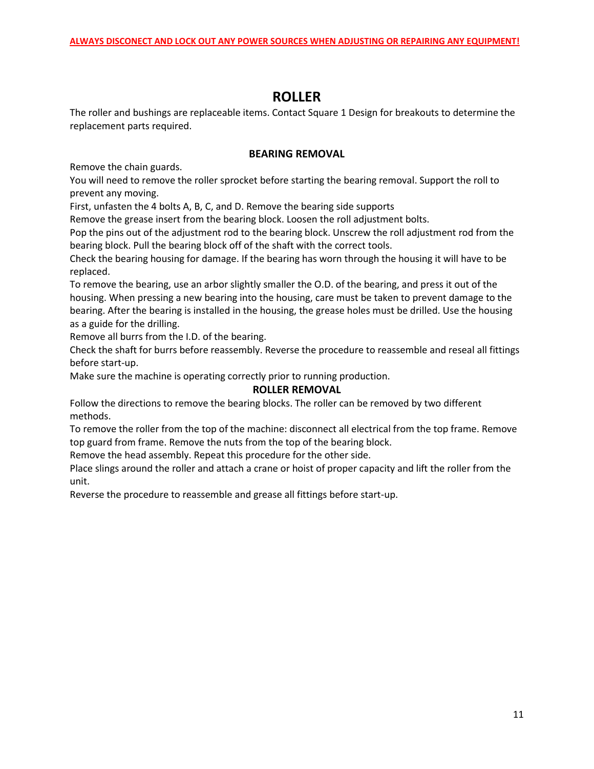**ALWAYS DISCONECT AND LOCK OUT ANY POWER SOURCES WHEN ADJUSTING OR REPAIRING ANY EQUIPMENT!**

# ROLLER

The roller and bushings are replaceable items. Contact Square 1 Design for breakouts to determine the replacement parts required.

## BEARING REMOVAL

Remove the chain guards.

You will need to remove the roller sprocket before starting the bearing removal. Support the roll to prevent any moving.

First, unfasten the 4 bolts A, B, C, and D. Remove the bearing side supports

Remove the grease insert from the bearing block. Loosen the roll adjustment bolts.

Pop the pins out of the adjustment rod to the bearing block. Unscrew the roll adjustment rod from the bearing block. Pull the bearing block off of the shaft with the correct tools.

Check the bearing housing for damage. If the bearing has worn through the housing it will have to be replaced.

To remove the bearing, use an arbor slightly smaller the O.D. of the bearing, and press it out of the housing. When pressing a new bearing into the housing, care must be taken to prevent damage to the bearing. After the bearing is installed in the housing, the grease holes must be drilled. Use the housing as a guide for the drilling.

Remove all burrs from the I.D. of the bearing.

Check the shaft for burrs before reassembly. Reverse the procedure to reassemble and reseal all fittings before start-up.

Make sure the machine is operating correctly prior to running production.

## ROLLER REMOVAL

Follow the directions to remove the bearing blocks. The roller can be removed by two different methods.

To remove the roller from the top of the machine: disconnect all electrical from the top frame. Remove top guard from frame. Remove the nuts from the top of the bearing block.

Remove the head assembly. Repeat this procedure for the other side.

Place slings around the roller and attach a crane or hoist of proper capacity and lift the roller from the unit.

Reverse the procedure to reassemble and grease all fittings before start-up.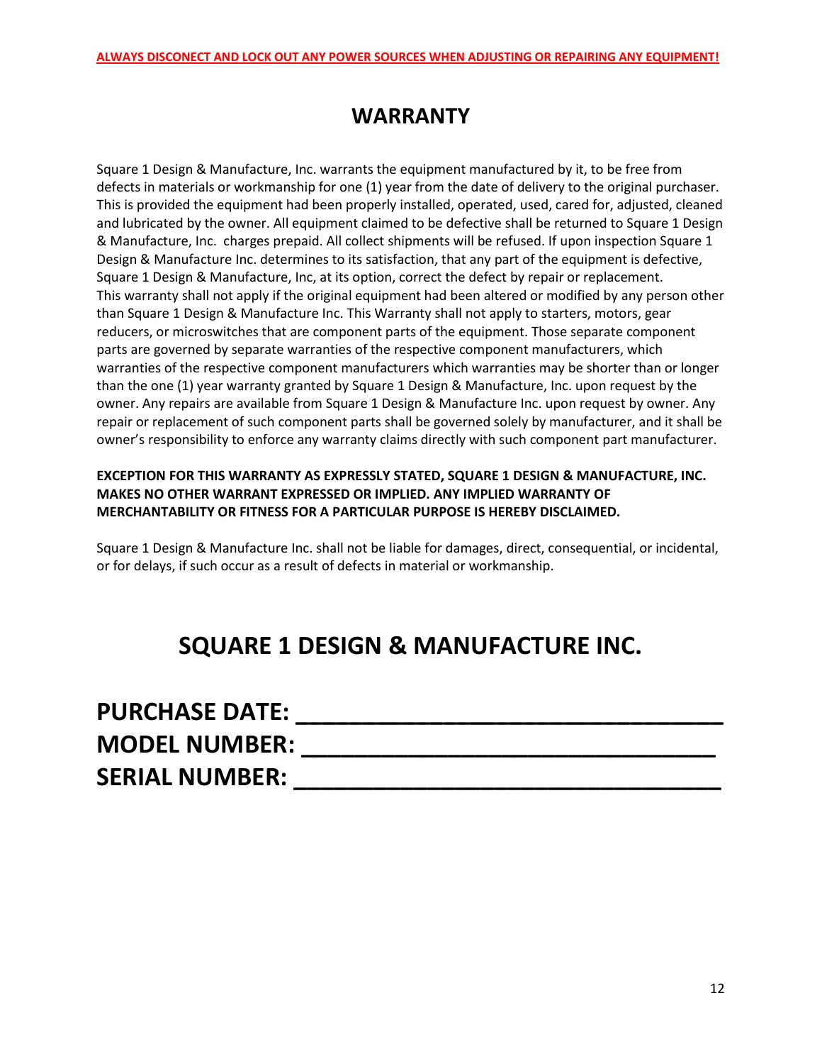**ALWAYS DISCONECT AND LOCK OUT ANY POWER SOURCES WHEN ADJUSTING OR REPAIRING ANY EQUIPMENT!**

# WARRANTY

Square 1 Design & Manufacture, Inc. warrants the equipment manufactured by it, to be free from defects in materials or workmanship for one (1) year from the date of delivery to the original purchaser. This is provided the equipment had been properly installed, operated, used, cared for, adjusted, cleaned and lubricated by the owner. All equipment claimed to be defective shall be returned to Square 1 Design & Manufacture, Inc. charges prepaid. All collect shipments will be refused. If upon inspection Square 1 Design & Manufacture Inc. determines to its satisfaction, that any part of the equipment is defective, Square 1 Design & Manufacture, Inc, at its option, correct the defect by repair or replacement. This warranty shall not apply if the original equipment had been altered or modified by any person other than Square 1 Design & Manufacture Inc. This Warranty shall not apply to starters, motors, gear reducers, or microswitches that are component parts of the equipment. Those separate component parts are governed by separate warranties of the respective component manufacturers, which warranties of the respective component manufacturers which warranties may be shorter than or longer than the one (1) year warranty granted by Square 1 Design & Manufacture, Inc. upon request by the owner. Any repairs are available from Square 1 Design & Manufacture Inc. upon request by owner. Any repair or replacement of such component parts shall be governed solely by manufacturer, and it shall be owner's responsibility to enforce any warranty claims directly with such component part manufacturer.

**EXCEPTION FOR THIS WARRANTY AS EXPRESSLY STATED, SQUARE 1 DESIGN & MANUFACTURE, INC. MAKES NO OTHER WARRANT EXPRESSED OR IMPLIED. ANY IMPLIED WARRANTY OF MERCHANTABILITY OR FITNESS FOR A PARTICULAR PURPOSE IS HEREBY DISCLAIMED.**

Square 1 Design & Manufacture Inc. shall not be liable for damages, direct, consequential, or incidental, or for delays, if such occur as a result of defects in material or workmanship.

# SQUARE 1 DESIGN & MANUFACTURE INC.

**PURCHASE DATE: ______________________________**

**MODEL NUMBER: ______________________________**

**SERIAL NUMBER: ______________________________**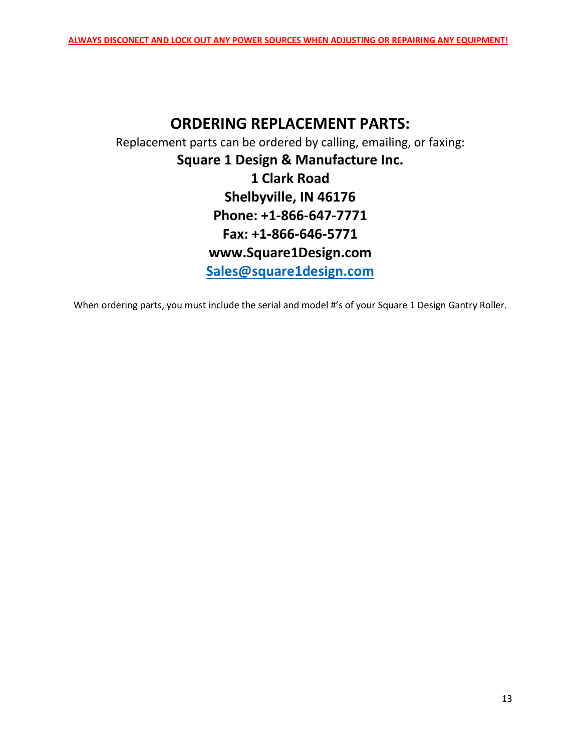**ALWAYS DISCONECT AND LOCK OUT ANY POWER SOURCES WHEN ADJUSTING OR REPAIRING ANY EQUIPMENT!**

## ORDERING REPLACEMENT PARTS:

Replacement parts can be ordered by calling, emailing, or faxing:

**Square 1 Design & Manufacture Inc.**

**1 Clark Road**

**Shelbyville, IN 46176**

**Phone: +1-866-647-7771**

**Fax: +1-866-646-5771**

**www.Square1Design.com**

**Sales@square1design.com**

When ordering parts, you must include the serial and model #'s of your Square 1 Design Gantry Roller.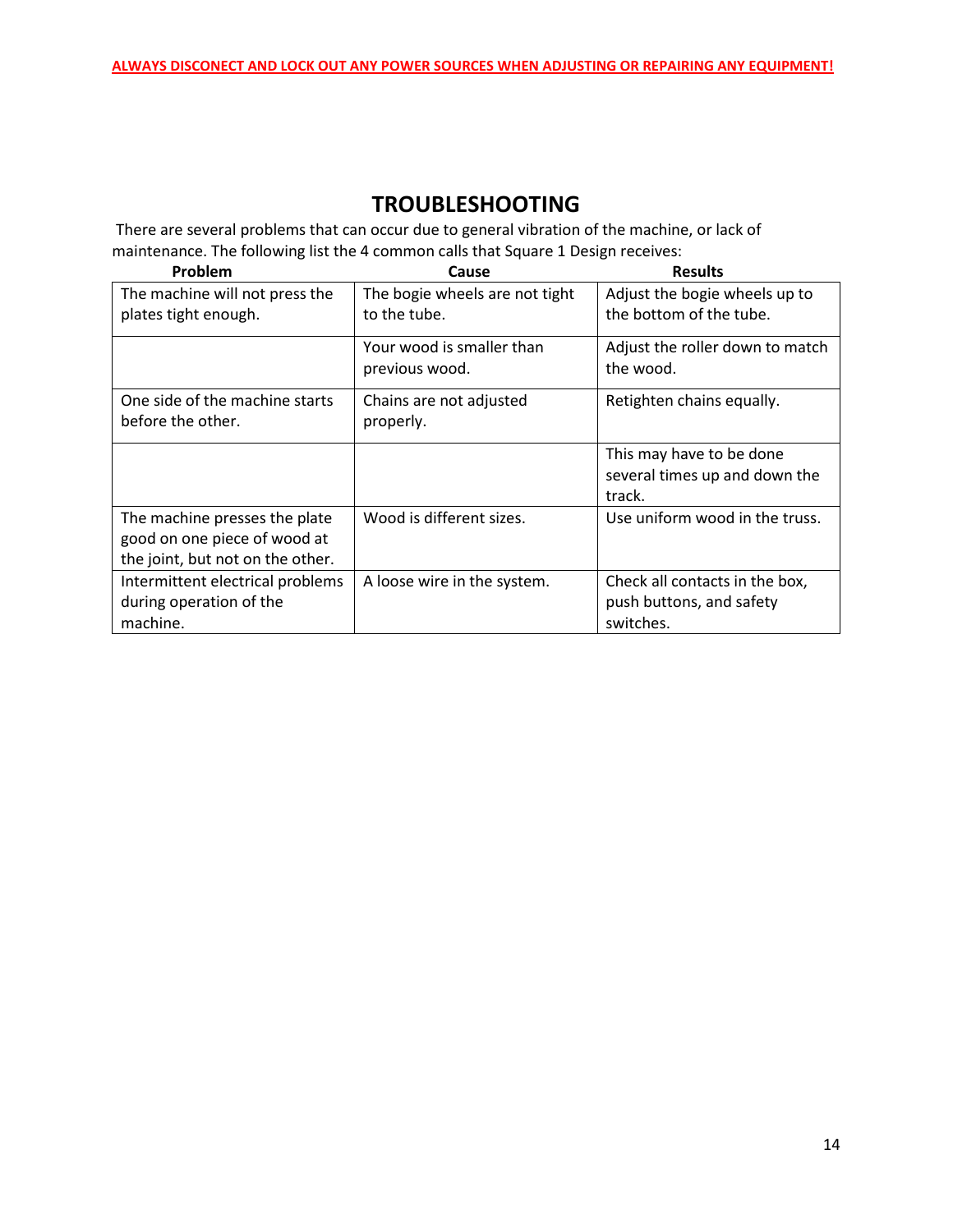**ALWAYS DISCONECT AND LOCK OUT ANY POWER SOURCES WHEN ADJUSTING OR REPAIRING ANY EQUIPMENT!**

# TROUBLESHOOTING

There are several problems that can occur due to general vibration of the machine, or lack of maintenance. The following list the 4 common calls that Square 1 Design receives:

| Problem | Cause | Results |
|---|---|---|
| The machine will not press the plates tight enough. | The bogie wheels are not tight to the tube. | Adjust the bogie wheels up to the bottom of the tube. |
| | Your wood is smaller than previous wood. | Adjust the roller down to match the wood. |
| One side of the machine starts before the other. | Chains are not adjusted properly. | Retighten chains equally. |
| | | This may have to be done several times up and down the track. |
| The machine presses the plate good on one piece of wood at the joint, but not on the other. | Wood is different sizes. | Use uniform wood in the truss. |
| Intermittent electrical problems during operation of the machine. | A loose wire in the system. | Check all contacts in the box, push buttons, and safety switches. |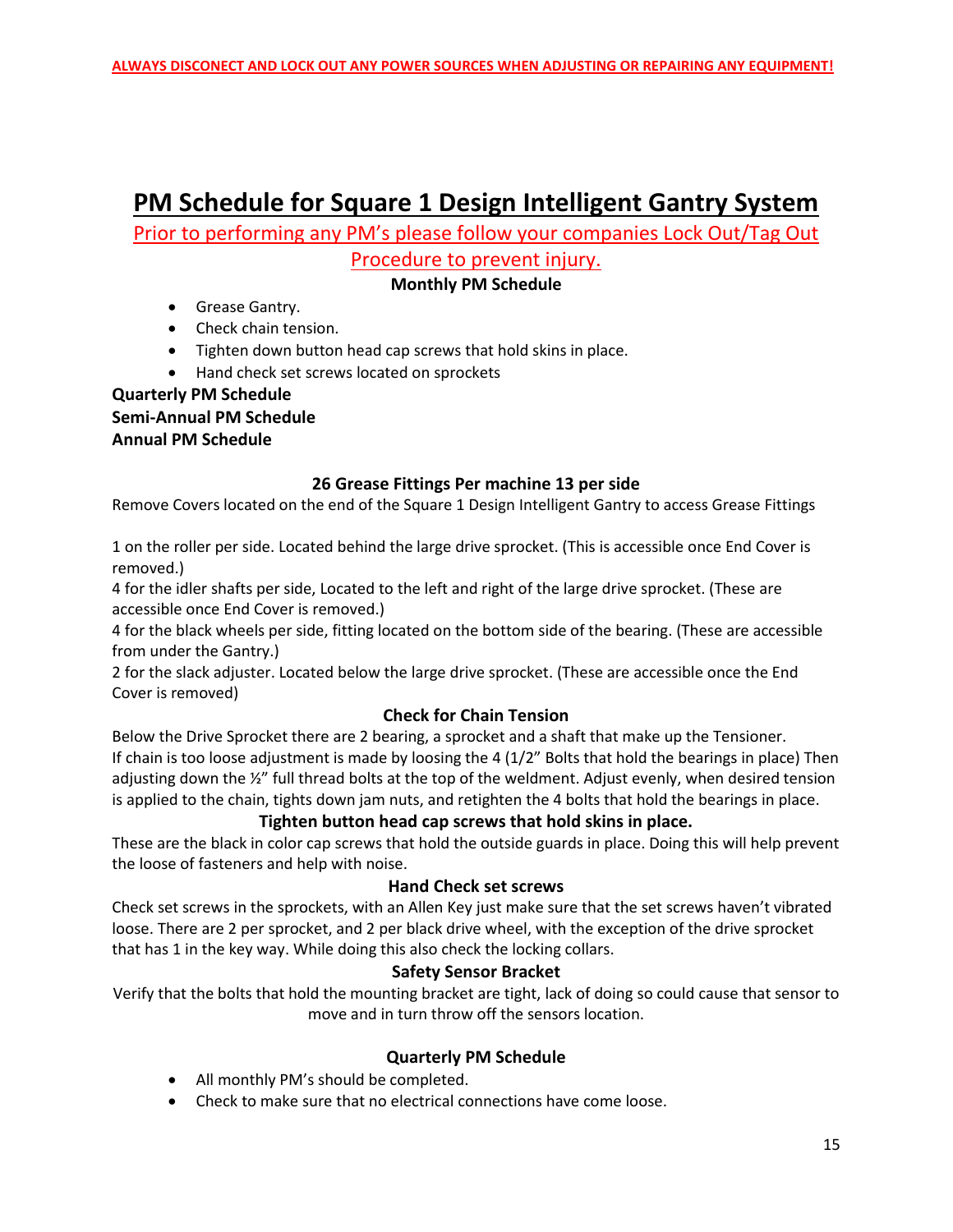**ALWAYS DISCONECT AND LOCK OUT ANY POWER SOURCES WHEN ADJUSTING OR REPAIRING ANY EQUIPMENT!**

# PM Schedule for Square 1 Design Intelligent Gantry System

Prior to performing any PM's please follow your companies Lock Out/Tag Out Procedure to prevent injury.

**Monthly PM Schedule**

- Grease Gantry.
- Check chain tension.
- Tighten down button head cap screws that hold skins in place.
- Hand check set screws located on sprockets

**Quarterly PM Schedule**
**Semi-Annual PM Schedule**
**Annual PM Schedule**

**26 Grease Fittings Per machine 13 per side**

Remove Covers located on the end of the Square 1 Design Intelligent Gantry to access Grease Fittings

1 on the roller per side. Located behind the large drive sprocket. (This is accessible once End Cover is removed.)
4 for the idler shafts per side, Located to the left and right of the large drive sprocket. (These are accessible once End Cover is removed.)
4 for the black wheels per side, fitting located on the bottom side of the bearing. (These are accessible from under the Gantry.)
2 for the slack adjuster. Located below the large drive sprocket. (These are accessible once the End Cover is removed)

**Check for Chain Tension**

Below the Drive Sprocket there are 2 bearing, a sprocket and a shaft that make up the Tensioner.
If chain is too loose adjustment is made by loosing the 4 (1/2" Bolts that hold the bearings in place) Then adjusting down the ½" full thread bolts at the top of the weldment. Adjust evenly, when desired tension is applied to the chain, tights down jam nuts, and retighten the 4 bolts that hold the bearings in place.

**Tighten button head cap screws that hold skins in place.**

These are the black in color cap screws that hold the outside guards in place. Doing this will help prevent the loose of fasteners and help with noise.

**Hand Check set screws**

Check set screws in the sprockets, with an Allen Key just make sure that the set screws haven't vibrated loose. There are 2 per sprocket, and 2 per black drive wheel, with the exception of the drive sprocket that has 1 in the key way. While doing this also check the locking collars.

**Safety Sensor Bracket**

Verify that the bolts that hold the mounting bracket are tight, lack of doing so could cause that sensor to move and in turn throw off the sensors location.

**Quarterly PM Schedule**

- All monthly PM's should be completed.
- Check to make sure that no electrical connections have come loose.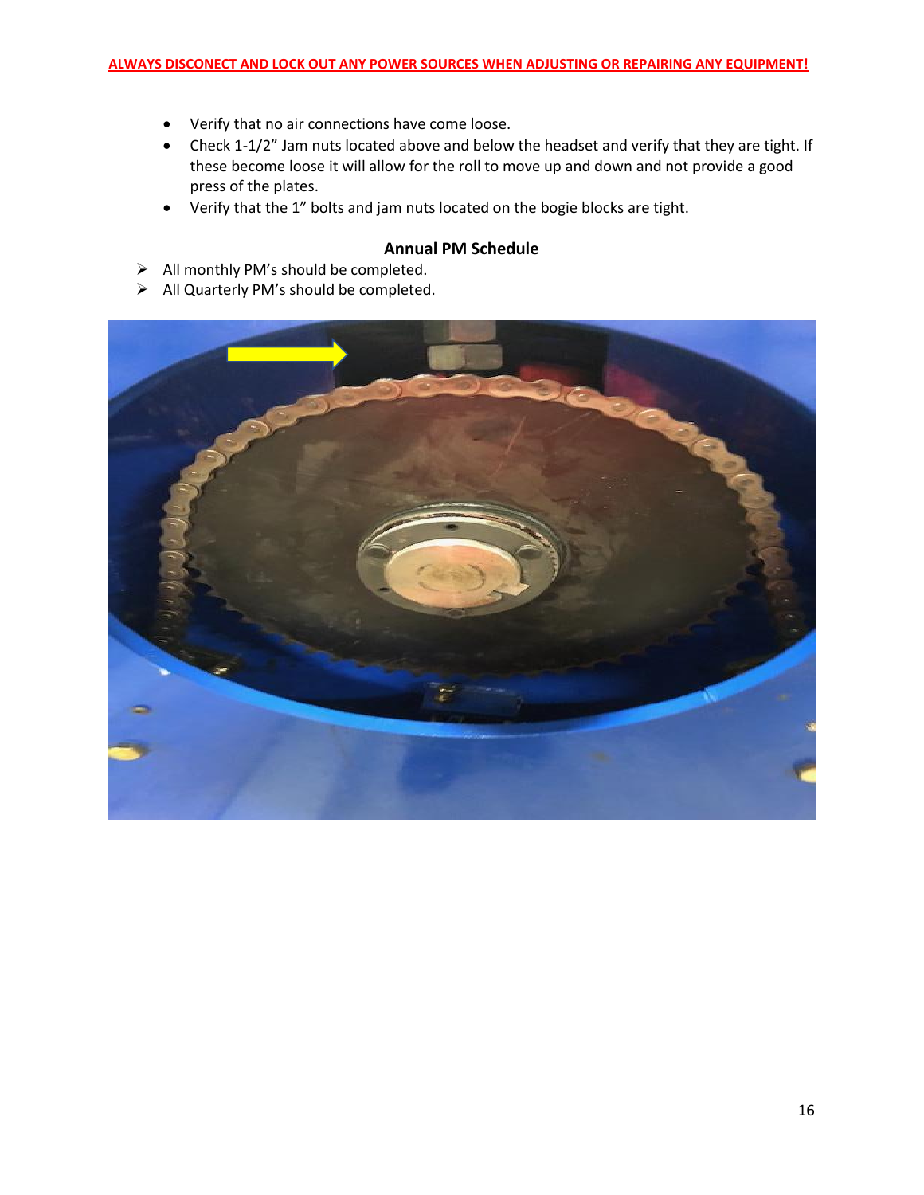ALWAYS DISCONECT AND LOCK OUT ANY POWER SOURCES WHEN ADJUSTING OR REPAIRING ANY EQUIPMENT!

- Verify that no air connections have come loose.
- Check 1-1/2" Jam nuts located above and below the headset and verify that they are tight. If these become loose it will allow for the roll to move up and down and not provide a good press of the plates.
- Verify that the 1" bolts and jam nuts located on the bogie blocks are tight.

## Annual PM Schedule

- All monthly PM's should be completed.
- All Quarterly PM's should be completed.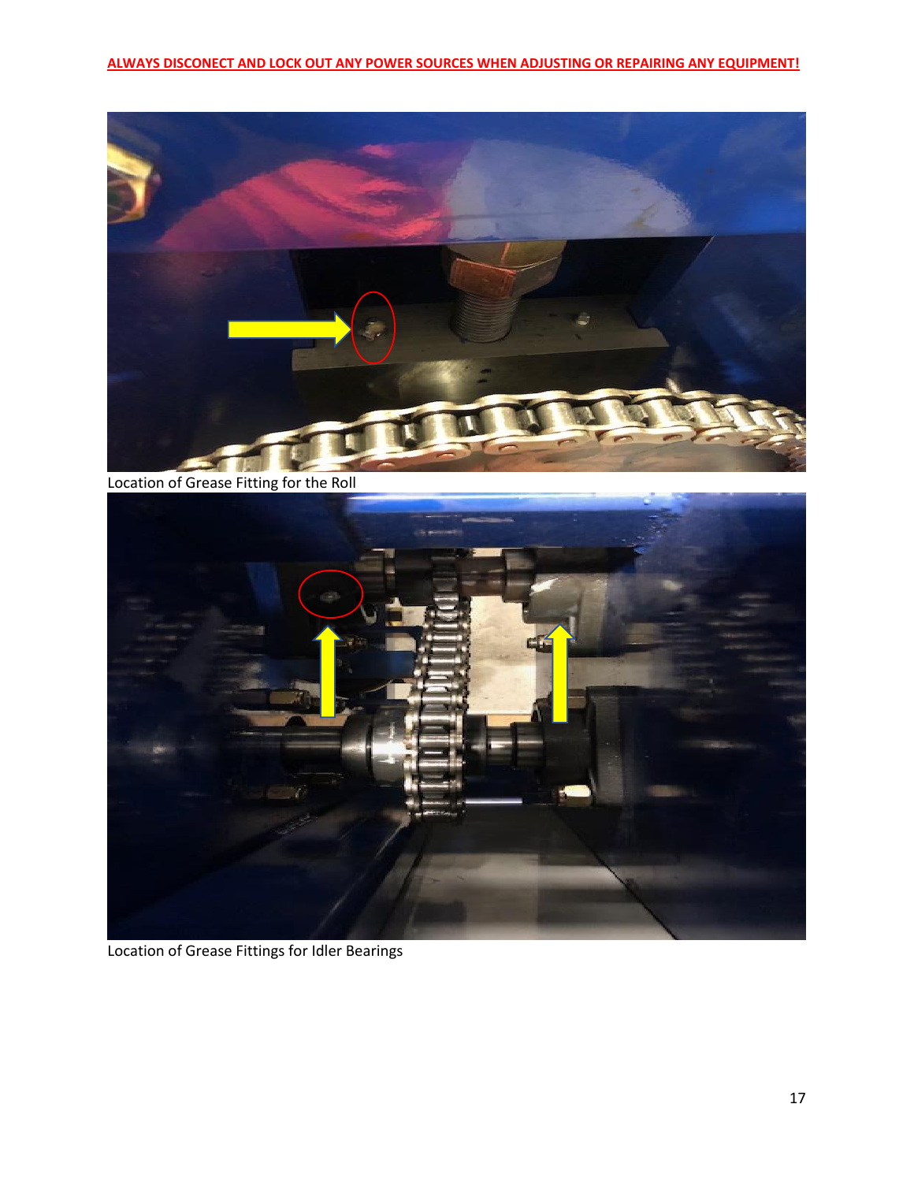**ALWAYS DISCONECT AND LOCK OUT ANY POWER SOURCES WHEN ADJUSTING OR REPAIRING ANY EQUIPMENT!**

Location of Grease Fitting for the Roll

Location of Grease Fittings for Idler Bearings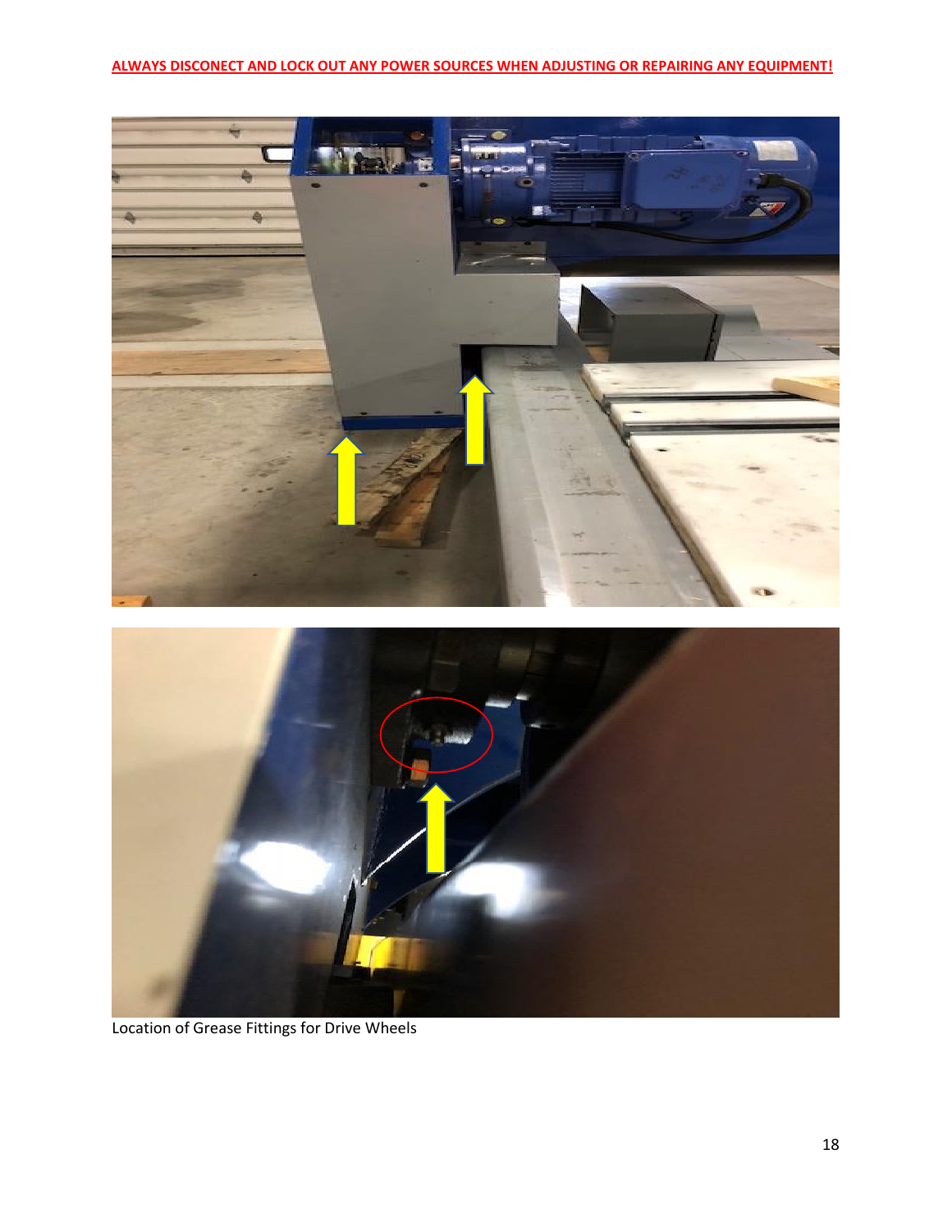**ALWAYS DISCONECT AND LOCK OUT ANY POWER SOURCES WHEN ADJUSTING OR REPAIRING ANY EQUIPMENT!**

Location of Grease Fittings for Drive Wheels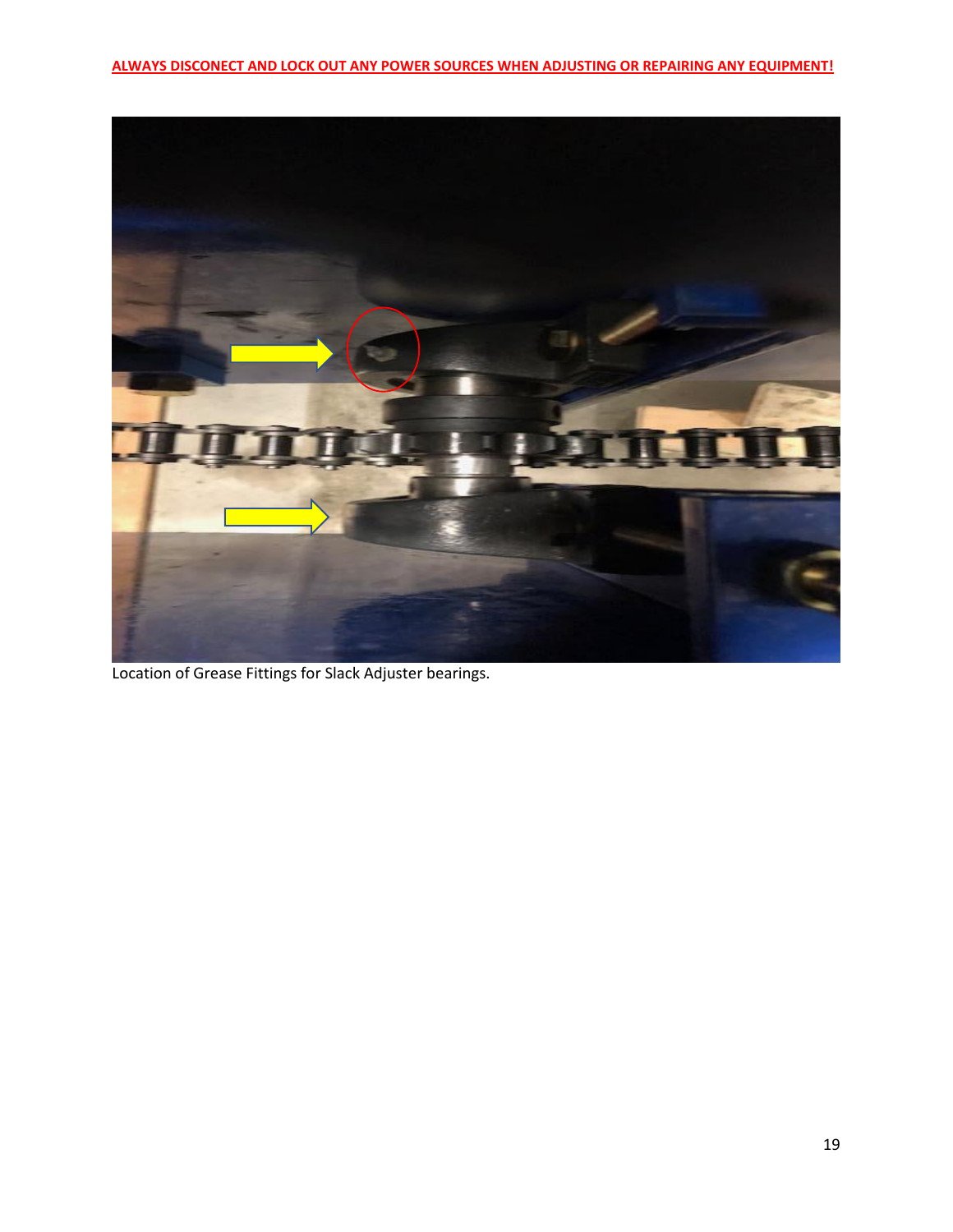**ALWAYS DISCONECT AND LOCK OUT ANY POWER SOURCES WHEN ADJUSTING OR REPAIRING ANY EQUIPMENT!**

Location of Grease Fittings for Slack Adjuster bearings.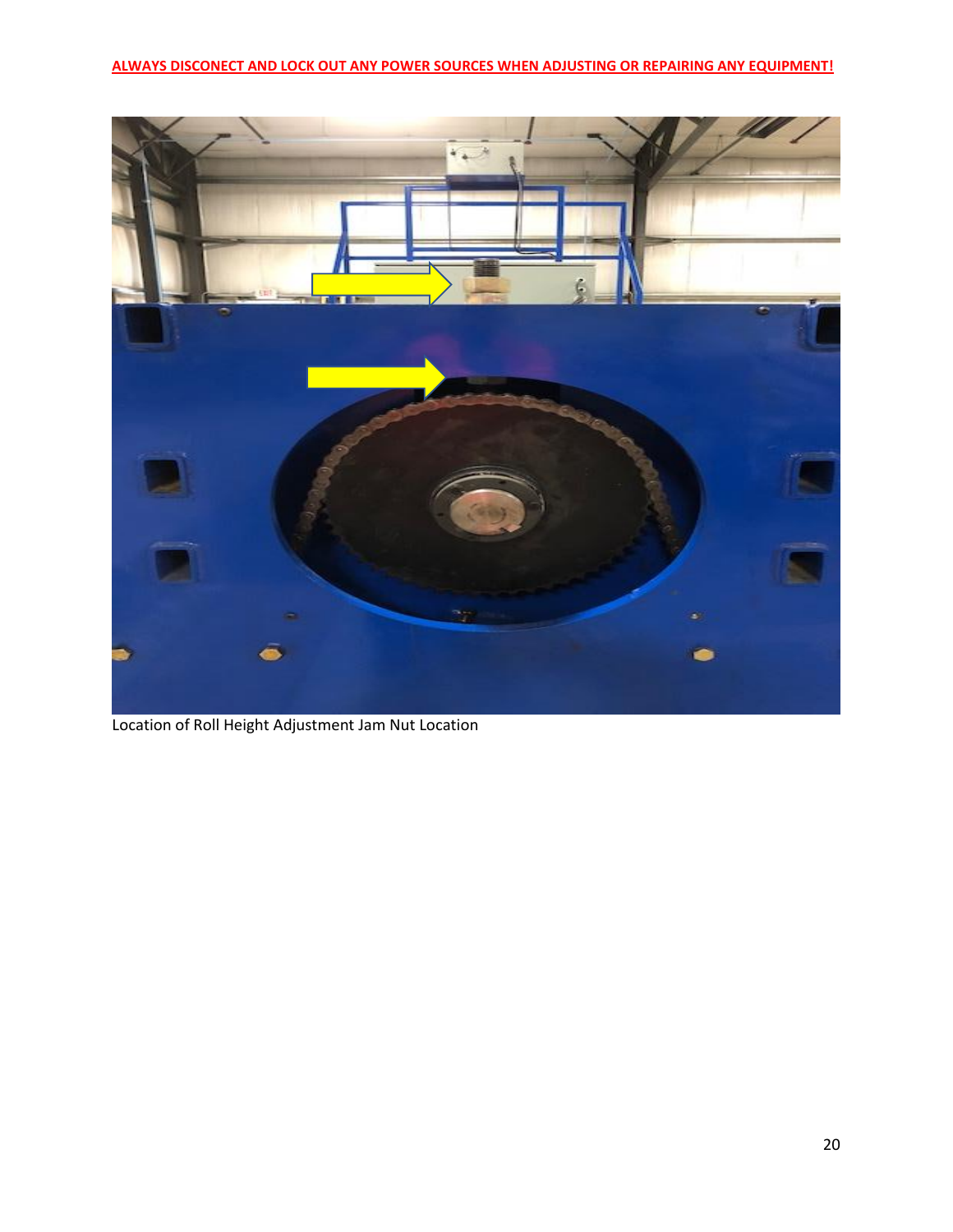**ALWAYS DISCONECT AND LOCK OUT ANY POWER SOURCES WHEN ADJUSTING OR REPAIRING ANY EQUIPMENT!**

Location of Roll Height Adjustment Jam Nut Location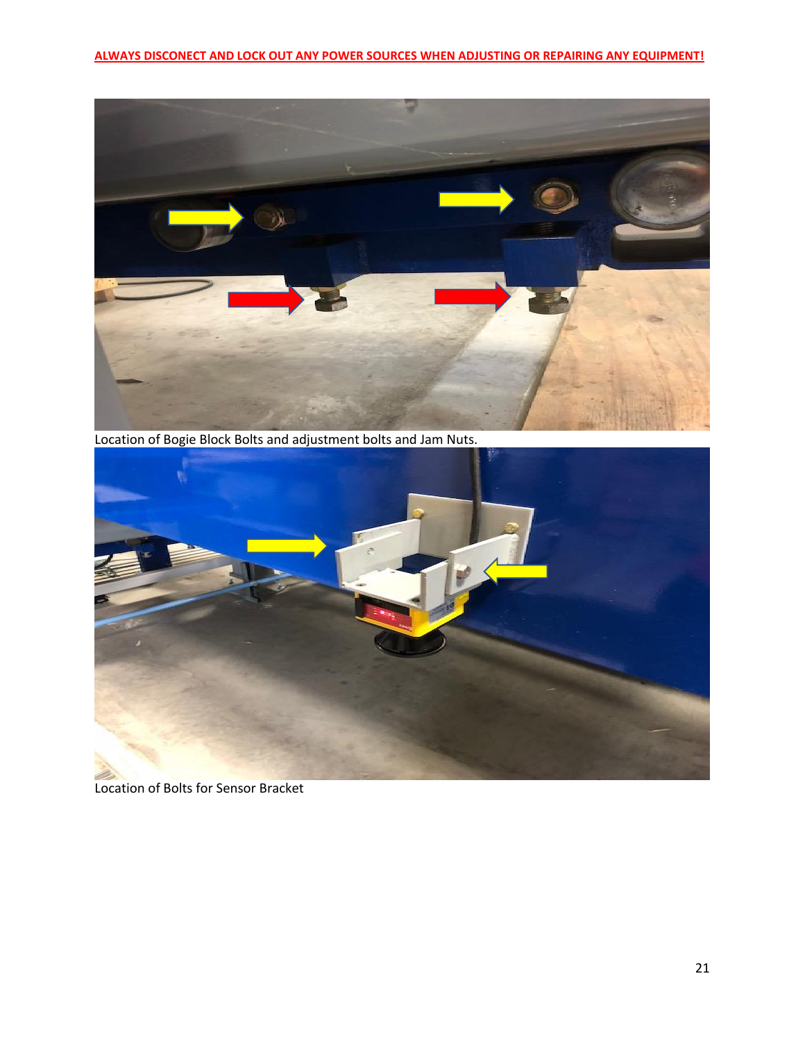**ALWAYS DISCONECT AND LOCK OUT ANY POWER SOURCES WHEN ADJUSTING OR REPAIRING ANY EQUIPMENT!**

Location of Bogie Block Bolts and adjustment bolts and Jam Nuts.

Location of Bolts for Sensor Bracket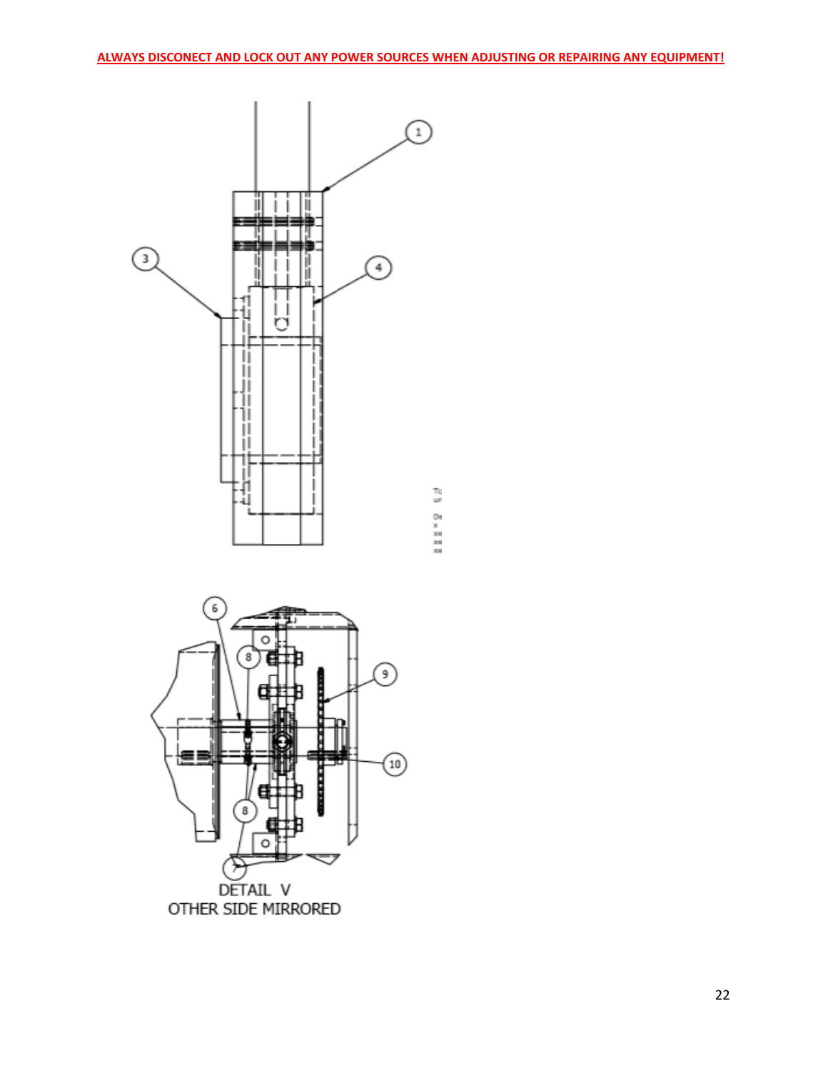**ALWAYS DISCONECT AND LOCK OUT ANY POWER SOURCES WHEN ADJUSTING OR REPAIRING ANY EQUIPMENT!**

1

3

4

6

8

9

10

8

7

DETAIL V
OTHER SIDE MIRRORED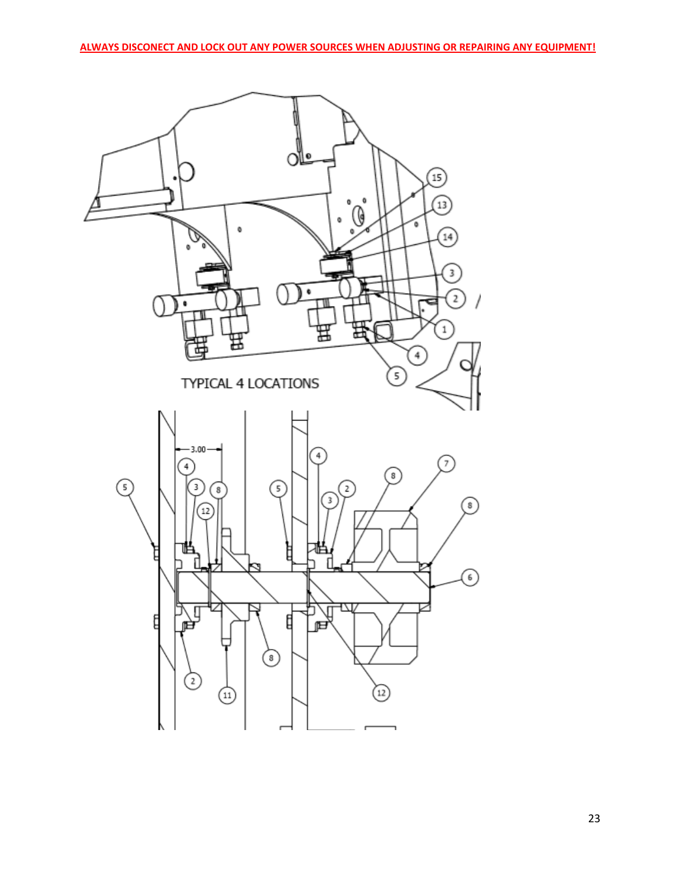**ALWAYS DISCONECT AND LOCK OUT ANY POWER SOURCES WHEN ADJUSTING OR REPAIRING ANY EQUIPMENT!**

TYPICAL 4 LOCATIONS

15
13
14
3
2
1
4
5

3.00

5
4
3
8
12
2
11
8
5
4
3
2
8
7
8
6
12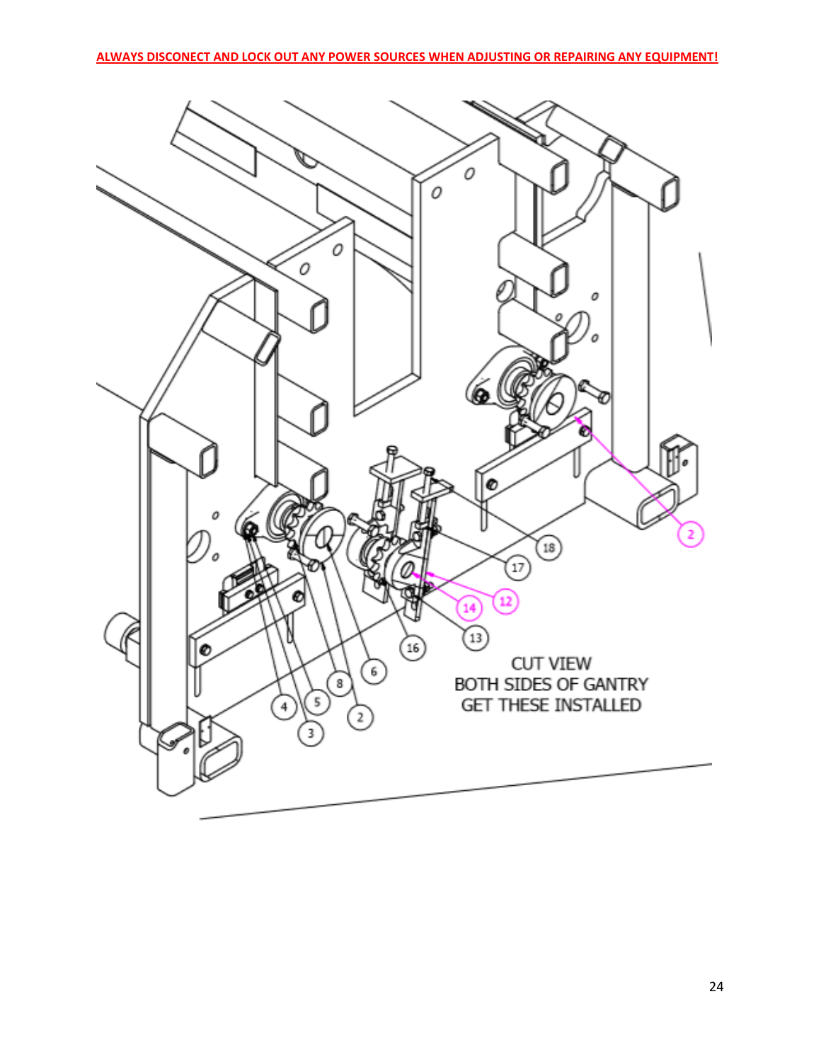**ALWAYS DISCONECT AND LOCK OUT ANY POWER SOURCES WHEN ADJUSTING OR REPAIRING ANY EQUIPMENT!**

CUT VIEW
BOTH SIDES OF GANTRY
GET THESE INSTALLED

2
18
17
12
14
13
16
6
8
5
4
3
2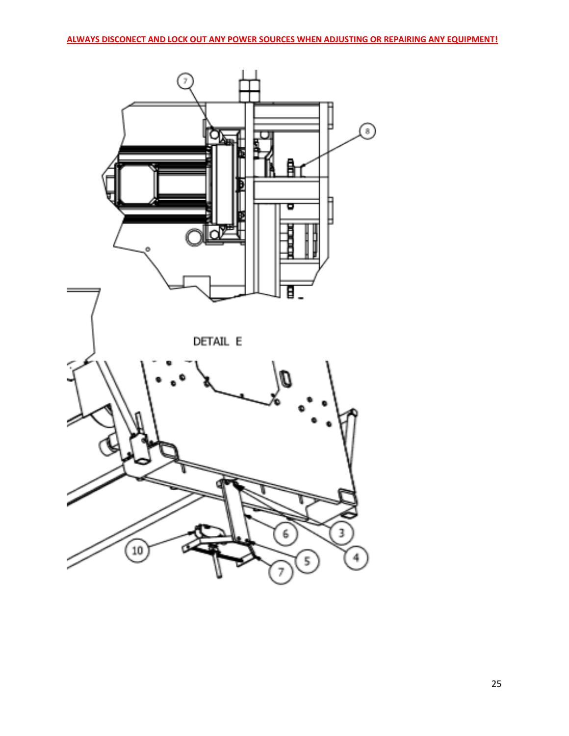**ALWAYS DISCONECT AND LOCK OUT ANY POWER SOURCES WHEN ADJUSTING OR REPAIRING ANY EQUIPMENT!**

DETAIL E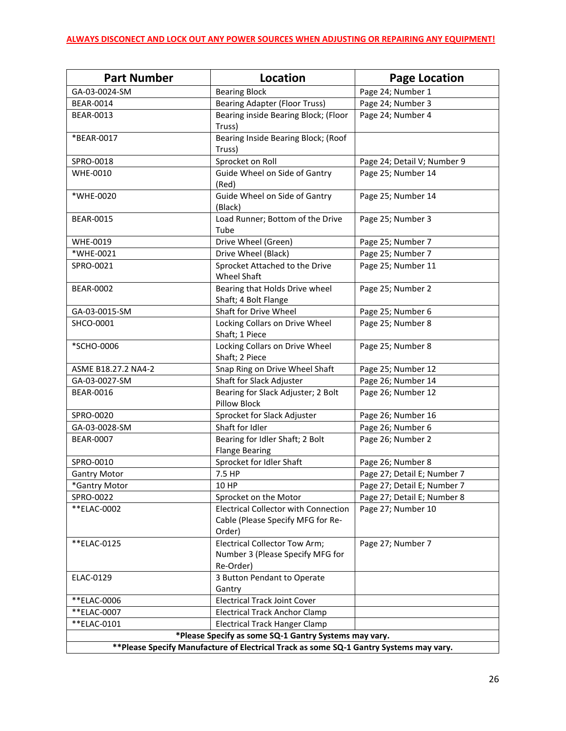**ALWAYS DISCONECT AND LOCK OUT ANY POWER SOURCES WHEN ADJUSTING OR REPAIRING ANY EQUIPMENT!**

| Part Number | Location | Page Location |
|---|---|---|
| GA-03-0024-SM | Bearing Block | Page 24; Number 1 |
| BEAR-0014 | Bearing Adapter (Floor Truss) | Page 24; Number 3 |
| BEAR-0013 | Bearing inside Bearing Block; (Floor Truss) | Page 24; Number 4 |
| *BEAR-0017 | Bearing Inside Bearing Block; (Roof Truss) | |
| SPRO-0018 | Sprocket on Roll | Page 24; Detail V; Number 9 |
| WHE-0010 | Guide Wheel on Side of Gantry (Red) | Page 25; Number 14 |
| *WHE-0020 | Guide Wheel on Side of Gantry (Black) | Page 25; Number 14 |
| BEAR-0015 | Load Runner; Bottom of the Drive Tube | Page 25; Number 3 |
| WHE-0019 | Drive Wheel (Green) | Page 25; Number 7 |
| *WHE-0021 | Drive Wheel (Black) | Page 25; Number 7 |
| SPRO-0021 | Sprocket Attached to the Drive Wheel Shaft | Page 25; Number 11 |
| BEAR-0002 | Bearing that Holds Drive wheel Shaft; 4 Bolt Flange | Page 25; Number 2 |
| GA-03-0015-SM | Shaft for Drive Wheel | Page 25; Number 6 |
| SHCO-0001 | Locking Collars on Drive Wheel Shaft; 1 Piece | Page 25; Number 8 |
| *SCHO-0006 | Locking Collars on Drive Wheel Shaft; 2 Piece | Page 25; Number 8 |
| ASME B18.27.2 NA4-2 | Snap Ring on Drive Wheel Shaft | Page 25; Number 12 |
| GA-03-0027-SM | Shaft for Slack Adjuster | Page 26; Number 14 |
| BEAR-0016 | Bearing for Slack Adjuster; 2 Bolt Pillow Block | Page 26; Number 12 |
| SPRO-0020 | Sprocket for Slack Adjuster | Page 26; Number 16 |
| GA-03-0028-SM | Shaft for Idler | Page 26; Number 6 |
| BEAR-0007 | Bearing for Idler Shaft; 2 Bolt Flange Bearing | Page 26; Number 2 |
| SPRO-0010 | Sprocket for Idler Shaft | Page 26; Number 8 |
| Gantry Motor | 7.5 HP | Page 27; Detail E; Number 7 |
| *Gantry Motor | 10 HP | Page 27; Detail E; Number 7 |
| SPRO-0022 | Sprocket on the Motor | Page 27; Detail E; Number 8 |
| **ELAC-0002 | Electrical Collector with Connection Cable (Please Specify MFG for Re-Order) | Page 27; Number 10 |
| **ELAC-0125 | Electrical Collector Tow Arm; Number 3 (Please Specify MFG for Re-Order) | Page 27; Number 7 |
| ELAC-0129 | 3 Button Pendant to Operate Gantry | |
| **ELAC-0006 | Electrical Track Joint Cover | |
| **ELAC-0007 | Electrical Track Anchor Clamp | |
| **ELAC-0101 | Electrical Track Hanger Clamp | |
| ***Please Specify as some SQ-1 Gantry Systems may vary.** | | |
| ****Please Specify Manufacture of Electrical Track as some SQ-1 Gantry Systems may vary.** | | |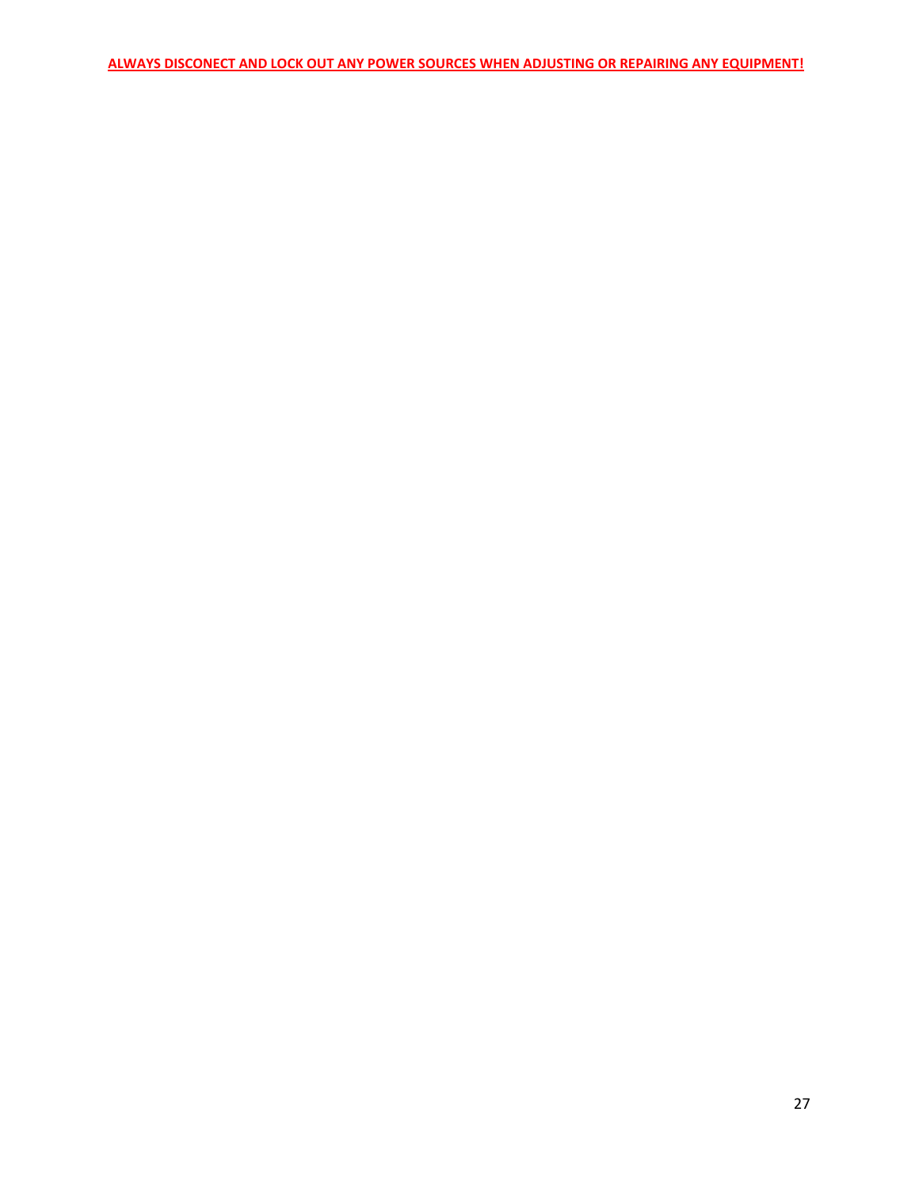**ALWAYS DISCONECT AND LOCK OUT ANY POWER SOURCES WHEN ADJUSTING OR REPAIRING ANY EQUIPMENT!**